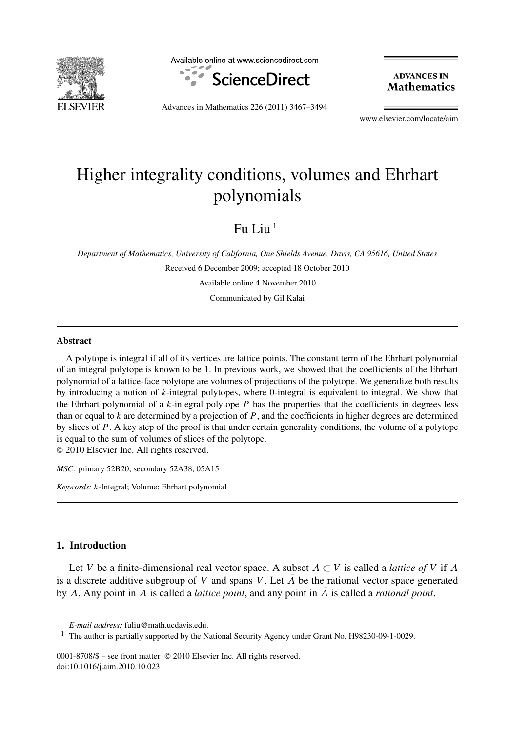# Higher integrality conditions, volumes and Ehrhart polynomials

Fu Liu [1]

*Department of Mathematics, University of California, One Shields Avenue, Davis, CA 95616, United States*

Received 6 December 2009; accepted 18 October 2010

Available online 4 November 2010

Communicated by Gil Kalai

## Abstract

A polytope is integral if all of its vertices are lattice points. The constant term of the Ehrhart polynomial of an integral polytope is known to be 1. In previous work, we showed that the coefficients of the Ehrhart polynomial of a lattice-face polytope are volumes of projections of the polytope. We generalize both results by introducing a notion of $k$-integral polytopes, where 0-integral is equivalent to integral. We show that the Ehrhart polynomial of a $k$-integral polytope $P$ has the properties that the coefficients in degrees less than or equal to $k$ are determined by a projection of $P$, and the coefficients in higher degrees are determined by slices of $P$. A key step of the proof is that under certain generality conditions, the volume of a polytope is equal to the sum of volumes of slices of the polytope.

© 2010 Elsevier Inc. All rights reserved.

*MSC:* primary 52B20; secondary 52A38, 05A15

*Keywords:* $k$-Integral; Volume; Ehrhart polynomial

## 1. Introduction

Let $V$ be a finite-dimensional real vector space. A subset $\Lambda \subset V$ is called a *lattice of* $V$ if $\Lambda$ is a discrete additive subgroup of $V$ and spans $V$. Let $\bar{\Lambda}$ be the rational vector space generated by $\Lambda$. Any point in $\Lambda$ is called a *lattice point*, and any point in $\bar{\Lambda}$ is called a *rational point*.

*E-mail address:* fuliu@math.ucdavis.edu.

[1] The author is partially supported by the National Security Agency under Grant No. H98230-09-1-0029.

0001-8708/$ – see front matter © 2010 Elsevier Inc. All rights reserved.
doi:10.1016/j.aim.2010.10.023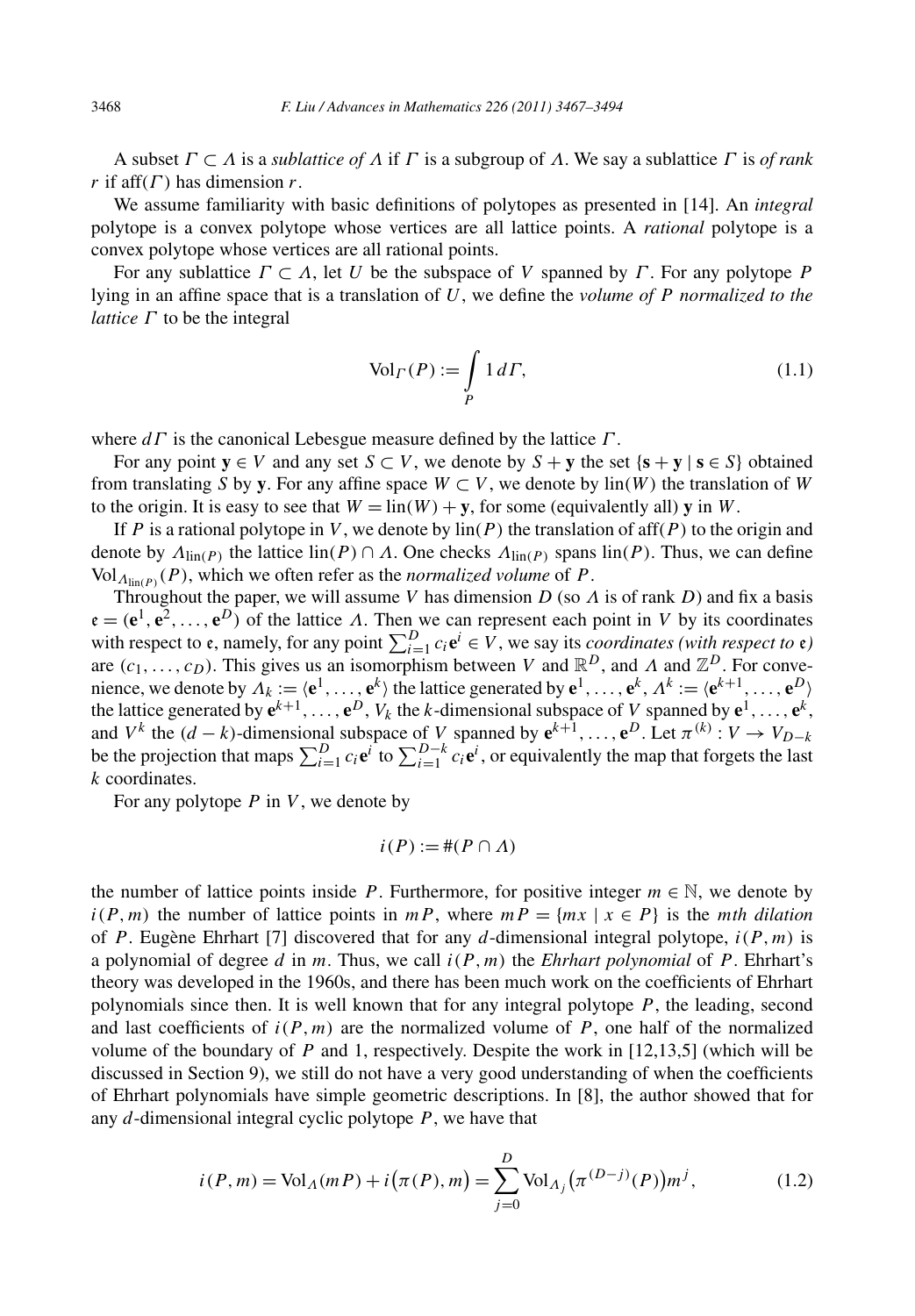A subset $\Gamma \subset \Lambda$ is a *sublattice of* $\Lambda$ if $\Gamma$ is a subgroup of $\Lambda$. We say a sublattice $\Gamma$ is *of rank* $r$ if $\operatorname{aff}(\Gamma)$ has dimension $r$.

We assume familiarity with basic definitions of polytopes as presented in [14]. An *integral* polytope is a convex polytope whose vertices are all lattice points. A *rational* polytope is a convex polytope whose vertices are all rational points.

For any sublattice $\Gamma \subset \Lambda$, let $U$ be the subspace of $V$ spanned by $\Gamma$. For any polytope $P$ lying in an affine space that is a translation of $U$, we define the *volume of* $P$ *normalized to the lattice* $\Gamma$ to be the integral

$$\operatorname{Vol}_\Gamma(P) := \int_P 1 \, d\Gamma, \tag{1.1}$$

where $d\Gamma$ is the canonical Lebesgue measure defined by the lattice $\Gamma$.

For any point $\mathbf{y} \in V$ and any set $S \subset V$, we denote by $S + \mathbf{y}$ the set $\{\mathbf{s} + \mathbf{y} \mid \mathbf{s} \in S\}$ obtained from translating $S$ by $\mathbf{y}$. For any affine space $W \subset V$, we denote by $\operatorname{lin}(W)$ the translation of $W$ to the origin. It is easy to see that $W = \operatorname{lin}(W) + \mathbf{y}$, for some (equivalently all) $\mathbf{y}$ in $W$.

If $P$ is a rational polytope in $V$, we denote by $\operatorname{lin}(P)$ the translation of $\operatorname{aff}(P)$ to the origin and denote by $\Lambda_{\operatorname{lin}(P)}$ the lattice $\operatorname{lin}(P) \cap \Lambda$. One checks $\Lambda_{\operatorname{lin}(P)}$ spans $\operatorname{lin}(P)$. Thus, we can define $\operatorname{Vol}_{\Lambda_{\operatorname{lin}(P)}}(P)$, which we often refer as the *normalized volume* of $P$.

Throughout the paper, we will assume $V$ has dimension $D$ (so $\Lambda$ is of rank $D$) and fix a basis $\mathfrak{e} = (\mathbf{e}^1, \mathbf{e}^2, \dots, \mathbf{e}^D)$ of the lattice $\Lambda$. Then we can represent each point in $V$ by its coordinates with respect to $\mathfrak{e}$, namely, for any point $\sum_{i=1}^D c_i \mathbf{e}^i \in V$, we say its *coordinates (with respect to* $\mathfrak{e}$*)* are $(c_1, \dots, c_D)$. This gives us an isomorphism between $V$ and $\mathbb{R}^D$, and $\Lambda$ and $\mathbb{Z}^D$. For convenience, we denote by $\Lambda_k := \langle \mathbf{e}^1, \dots, \mathbf{e}^k \rangle$ the lattice generated by $\mathbf{e}^1, \dots, \mathbf{e}^k$, $\Lambda^k := \langle \mathbf{e}^{k+1}, \dots, \mathbf{e}^D \rangle$ the lattice generated by $\mathbf{e}^{k+1}, \dots, \mathbf{e}^D$, $V_k$ the $k$-dimensional subspace of $V$ spanned by $\mathbf{e}^1, \dots, \mathbf{e}^k$, and $V^k$ the $(d-k)$-dimensional subspace of $V$ spanned by $\mathbf{e}^{k+1}, \dots, \mathbf{e}^D$. Let $\pi^{(k)} : V \to V_{D-k}$ be the projection that maps $\sum_{i=1}^D c_i \mathbf{e}^i$ to $\sum_{i=1}^{D-k} c_i \mathbf{e}^i$, or equivalently the map that forgets the last $k$ coordinates.

For any polytope $P$ in $V$, we denote by

$$i(P) := \#(P \cap \Lambda)$$

the number of lattice points inside $P$. Furthermore, for positive integer $m \in \mathbb{N}$, we denote by $i(P, m)$ the number of lattice points in $mP$, where $mP = \{mx \mid x \in P\}$ is the *mth dilation* of $P$. Eugène Ehrhart [7] discovered that for any $d$-dimensional integral polytope, $i(P, m)$ is a polynomial of degree $d$ in $m$. Thus, we call $i(P, m)$ the *Ehrhart polynomial* of $P$. Ehrhart's theory was developed in the 1960s, and there has been much work on the coefficients of Ehrhart polynomials since then. It is well known that for any integral polytope $P$, the leading, second and last coefficients of $i(P, m)$ are the normalized volume of $P$, one half of the normalized volume of the boundary of $P$ and 1, respectively. Despite the work in [12,13,5] (which will be discussed in Section 9), we still do not have a very good understanding of when the coefficients of Ehrhart polynomials have simple geometric descriptions. In [8], the author showed that for any $d$-dimensional integral cyclic polytope $P$, we have that

$$i(P, m) = \operatorname{Vol}_\Lambda(mP) + i\big(\pi(P), m\big) = \sum_{j=0}^{D} \operatorname{Vol}_{\Lambda_j}\big(\pi^{(D-j)}(P)\big) m^j, \tag{1.2}$$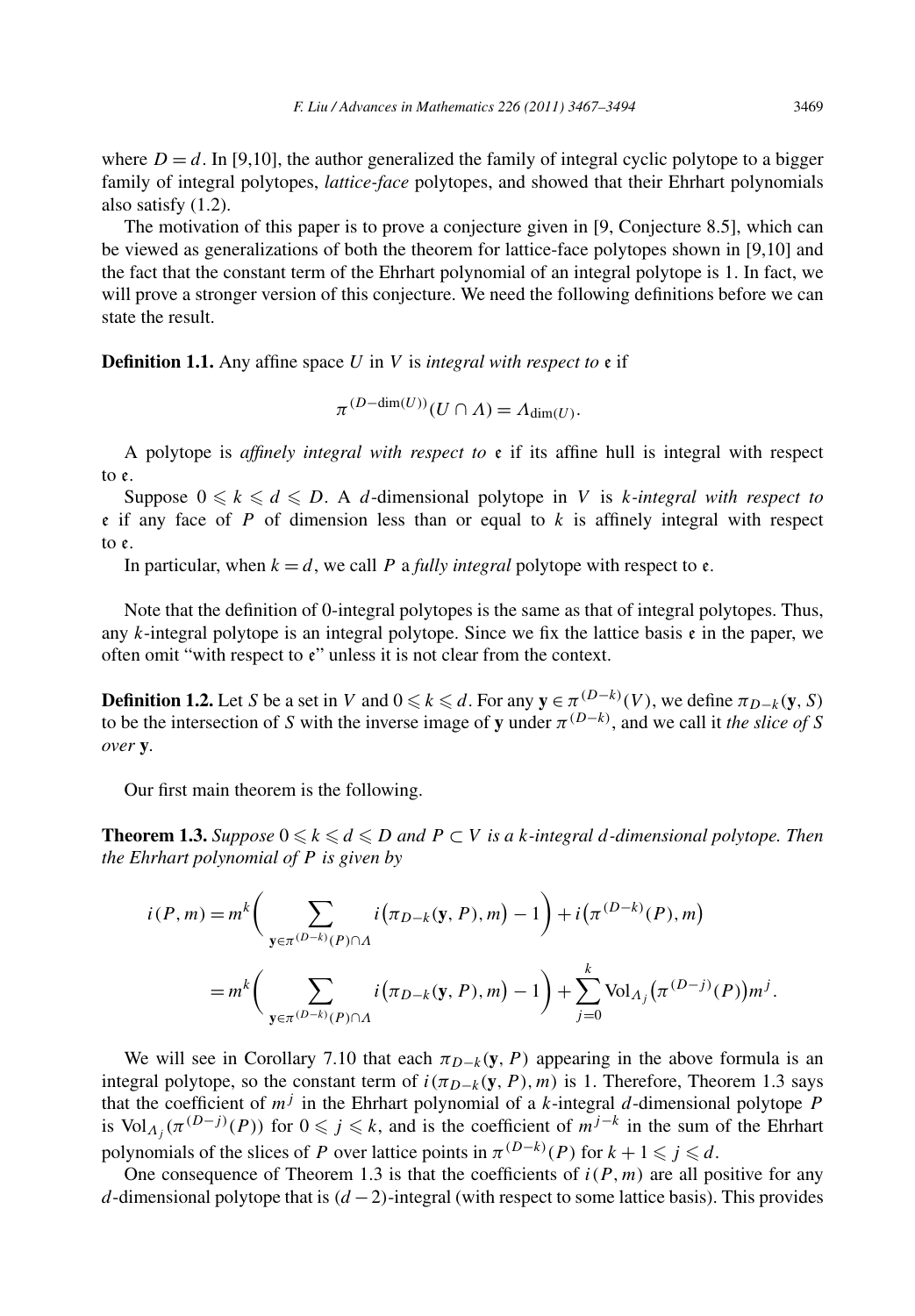where $D = d$. In [9,10], the author generalized the family of integral cyclic polytope to a bigger family of integral polytopes, *lattice-face* polytopes, and showed that their Ehrhart polynomials also satisfy (1.2).

The motivation of this paper is to prove a conjecture given in [9, Conjecture 8.5], which can be viewed as generalizations of both the theorem for lattice-face polytopes shown in [9,10] and the fact that the constant term of the Ehrhart polynomial of an integral polytope is 1. In fact, we will prove a stronger version of this conjecture. We need the following definitions before we can state the result.

**Definition 1.1.** Any affine space $U$ in $V$ is *integral with respect to* $\mathfrak{e}$ if

$$\pi^{(D-\dim(U))}(U \cap \Lambda) = \Lambda_{\dim(U)}.$$

A polytope is *affinely integral with respect to* $\mathfrak{e}$ if its affine hull is integral with respect to $\mathfrak{e}$.

Suppose $0 \leqslant k \leqslant d \leqslant D$. A $d$-dimensional polytope in $V$ is $k$*-integral with respect to* $\mathfrak{e}$ if any face of $P$ of dimension less than or equal to $k$ is affinely integral with respect to $\mathfrak{e}$.

In particular, when $k = d$, we call $P$ a *fully integral* polytope with respect to $\mathfrak{e}$.

Note that the definition of 0-integral polytopes is the same as that of integral polytopes. Thus, any $k$-integral polytope is an integral polytope. Since we fix the lattice basis $\mathfrak{e}$ in the paper, we often omit "with respect to $\mathfrak{e}$" unless it is not clear from the context.

**Definition 1.2.** Let $S$ be a set in $V$ and $0 \leqslant k \leqslant d$. For any $\mathbf{y} \in \pi^{(D-k)}(V)$, we define $\pi_{D-k}(\mathbf{y}, S)$ to be the intersection of $S$ with the inverse image of $\mathbf{y}$ under $\pi^{(D-k)}$, and we call it *the slice of* $S$ *over* $\mathbf{y}$.

Our first main theorem is the following.

**Theorem 1.3.** *Suppose $0 \leqslant k \leqslant d \leqslant D$ and $P \subset V$ is a $k$-integral $d$-dimensional polytope. Then the Ehrhart polynomial of $P$ is given by*

$$\begin{aligned} i(P, m) &= m^k \bigg( \sum_{\mathbf{y} \in \pi^{(D-k)}(P) \cap \Lambda} i\big(\pi_{D-k}(\mathbf{y}, P), m\big) - 1 \bigg) + i\big(\pi^{(D-k)}(P), m\big) \\ &= m^k \bigg( \sum_{\mathbf{y} \in \pi^{(D-k)}(P) \cap \Lambda} i\big(\pi_{D-k}(\mathbf{y}, P), m\big) - 1 \bigg) + \sum_{j=0}^{k} \mathrm{Vol}_{\Lambda_j}\big(\pi^{(D-j)}(P)\big) m^j. \end{aligned}$$

We will see in Corollary 7.10 that each $\pi_{D-k}(\mathbf{y}, P)$ appearing in the above formula is an integral polytope, so the constant term of $i(\pi_{D-k}(\mathbf{y}, P), m)$ is 1. Therefore, Theorem 1.3 says that the coefficient of $m^j$ in the Ehrhart polynomial of a $k$-integral $d$-dimensional polytope $P$ is $\mathrm{Vol}_{\Lambda_j}(\pi^{(D-j)}(P))$ for $0 \leqslant j \leqslant k$, and is the coefficient of $m^{j-k}$ in the sum of the Ehrhart polynomials of the slices of $P$ over lattice points in $\pi^{(D-k)}(P)$ for $k + 1 \leqslant j \leqslant d$.

One consequence of Theorem 1.3 is that the coefficients of $i(P, m)$ are all positive for any $d$-dimensional polytope that is $(d-2)$-integral (with respect to some lattice basis). This provides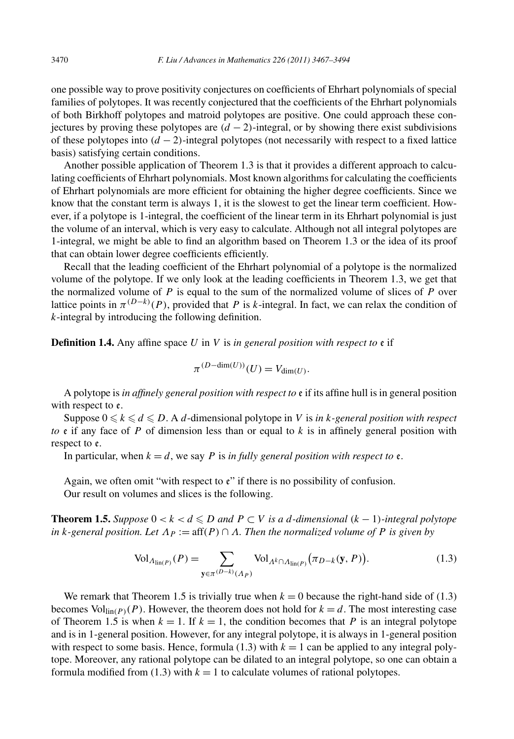one possible way to prove positivity conjectures on coefficients of Ehrhart polynomials of special families of polytopes. It was recently conjectured that the coefficients of the Ehrhart polynomials of both Birkhoff polytopes and matroid polytopes are positive. One could approach these conjectures by proving these polytopes are $(d-2)$-integral, or by showing there exist subdivisions of these polytopes into $(d-2)$-integral polytopes (not necessarily with respect to a fixed lattice basis) satisfying certain conditions.

Another possible application of Theorem 1.3 is that it provides a different approach to calculating coefficients of Ehrhart polynomials. Most known algorithms for calculating the coefficients of Ehrhart polynomials are more efficient for obtaining the higher degree coefficients. Since we know that the constant term is always 1, it is the slowest to get the linear term coefficient. However, if a polytope is 1-integral, the coefficient of the linear term in its Ehrhart polynomial is just the volume of an interval, which is very easy to calculate. Although not all integral polytopes are 1-integral, we might be able to find an algorithm based on Theorem 1.3 or the idea of its proof that can obtain lower degree coefficients efficiently.

Recall that the leading coefficient of the Ehrhart polynomial of a polytope is the normalized volume of the polytope. If we only look at the leading coefficients in Theorem 1.3, we get that the normalized volume of $P$ is equal to the sum of the normalized volume of slices of $P$ over lattice points in $\pi^{(D-k)}(P)$, provided that $P$ is $k$-integral. In fact, we can relax the condition of $k$-integral by introducing the following definition.

**Definition 1.4.** Any affine space $U$ in $V$ is *in general position with respect to* $\mathfrak{e}$ if

$$\pi^{(D-\dim(U))}(U) = V_{\dim(U)}.$$

A polytope is *in affinely general position with respect to* $\mathfrak{e}$ if its affine hull is in general position with respect to $\mathfrak{e}$.

Suppose $0 \leqslant k \leqslant d \leqslant D$. A $d$-dimensional polytope in $V$ is *in $k$-general position with respect to* $\mathfrak{e}$ if any face of $P$ of dimension less than or equal to $k$ is in affinely general position with respect to $\mathfrak{e}$.

In particular, when $k = d$, we say $P$ is *in fully general position with respect to* $\mathfrak{e}$.

Again, we often omit "with respect to $\mathfrak{e}$" if there is no possibility of confusion.

Our result on volumes and slices is the following.

**Theorem 1.5.** *Suppose $0 < k < d \leqslant D$ and $P \subset V$ is a $d$-dimensional $(k-1)$-integral polytope in $k$-general position. Let $\Lambda_P := \operatorname{aff}(P) \cap \Lambda$. Then the normalized volume of $P$ is given by*

$$\operatorname{Vol}_{\Lambda_{\operatorname{lin}(P)}}(P) = \sum_{\mathbf{y} \in \pi^{(D-k)}(\Lambda_P)} \operatorname{Vol}_{\Lambda^k \cap \Lambda_{\operatorname{lin}(P)}}\big(\pi_{D-k}(\mathbf{y}, P)\big). \tag{1.3}$$

We remark that Theorem 1.5 is trivially true when $k = 0$ because the right-hand side of (1.3) becomes $\operatorname{Vol}_{\operatorname{lin}(P)}(P)$. However, the theorem does not hold for $k = d$. The most interesting case of Theorem 1.5 is when $k = 1$. If $k = 1$, the condition becomes that $P$ is an integral polytope and is in 1-general position. However, for any integral polytope, it is always in 1-general position with respect to some basis. Hence, formula (1.3) with $k = 1$ can be applied to any integral polytope. Moreover, any rational polytope can be dilated to an integral polytope, so one can obtain a formula modified from (1.3) with $k = 1$ to calculate volumes of rational polytopes.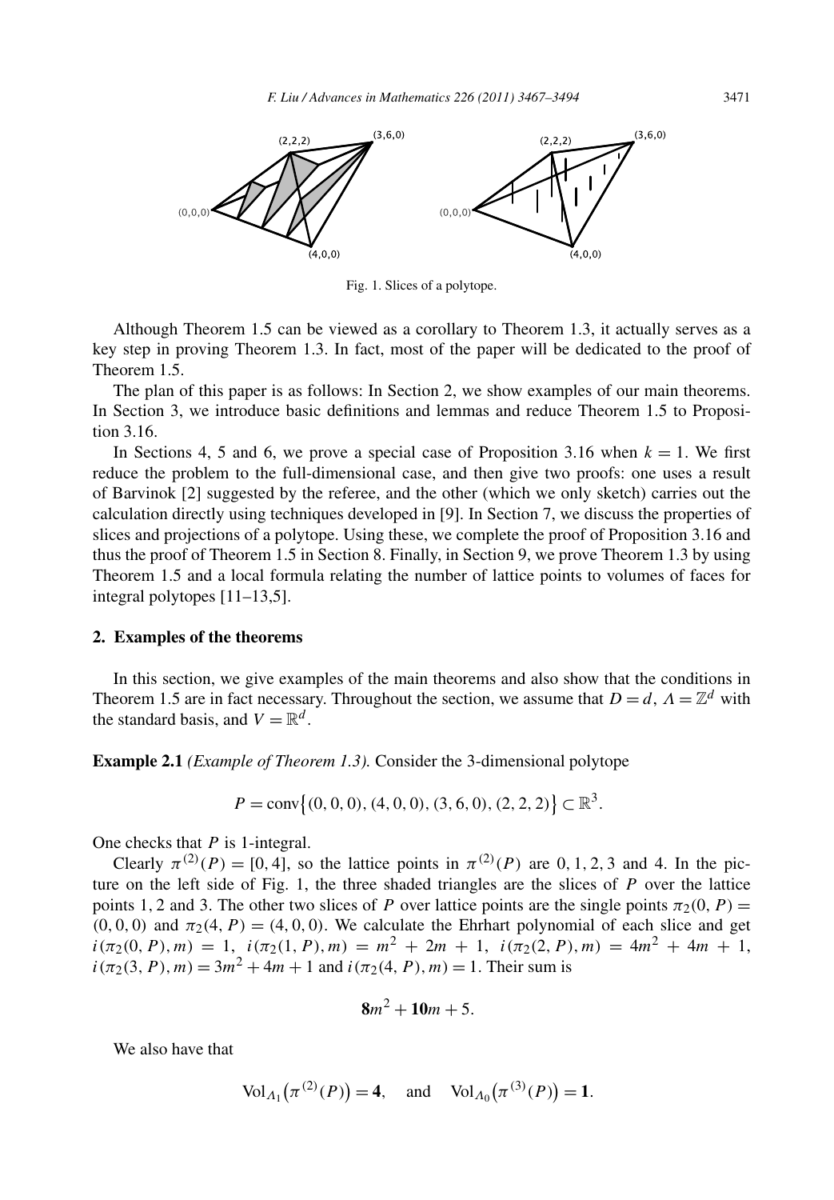Fig. 1. Slices of a polytope.

Although Theorem 1.5 can be viewed as a corollary to Theorem 1.3, it actually serves as a key step in proving Theorem 1.3. In fact, most of the paper will be dedicated to the proof of Theorem 1.5.

The plan of this paper is as follows: In Section 2, we show examples of our main theorems. In Section 3, we introduce basic definitions and lemmas and reduce Theorem 1.5 to Proposition 3.16.

In Sections 4, 5 and 6, we prove a special case of Proposition 3.16 when $k = 1$. We first reduce the problem to the full-dimensional case, and then give two proofs: one uses a result of Barvinok [2] suggested by the referee, and the other (which we only sketch) carries out the calculation directly using techniques developed in [9]. In Section 7, we discuss the properties of slices and projections of a polytope. Using these, we complete the proof of Proposition 3.16 and thus the proof of Theorem 1.5 in Section 8. Finally, in Section 9, we prove Theorem 1.3 by using Theorem 1.5 and a local formula relating the number of lattice points to volumes of faces for integral polytopes [11–13,5].

## 2. Examples of the theorems

In this section, we give examples of the main theorems and also show that the conditions in Theorem 1.5 are in fact necessary. Throughout the section, we assume that $D = d$, $\Lambda = \mathbb{Z}^d$ with the standard basis, and $V = \mathbb{R}^d$.

**Example 2.1** *(Example of Theorem 1.3).* Consider the 3-dimensional polytope

$$P = \operatorname{conv}\{(0,0,0), (4,0,0), (3,6,0), (2,2,2)\} \subset \mathbb{R}^3.$$

One checks that $P$ is 1-integral.

Clearly $\pi^{(2)}(P) = [0,4]$, so the lattice points in $\pi^{(2)}(P)$ are $0, 1, 2, 3$ and $4$. In the picture on the left side of Fig. 1, the three shaded triangles are the slices of $P$ over the lattice points 1, 2 and 3. The other two slices of $P$ over lattice points are the single points $\pi_2(0, P) = (0,0,0)$ and $\pi_2(4, P) = (4,0,0)$. We calculate the Ehrhart polynomial of each slice and get $i(\pi_2(0, P), m) = 1$, $i(\pi_2(1, P), m) = m^2 + 2m + 1$, $i(\pi_2(2, P), m) = 4m^2 + 4m + 1$, $i(\pi_2(3, P), m) = 3m^2 + 4m + 1$ and $i(\pi_2(4, P), m) = 1$. Their sum is

$$\mathbf{8}m^2 + \mathbf{10}m + 5.$$

We also have that

$$\operatorname{Vol}_{\Lambda_1}\big(\pi^{(2)}(P)\big) = \mathbf{4}, \quad \text{and} \quad \operatorname{Vol}_{\Lambda_0}\big(\pi^{(3)}(P)\big) = \mathbf{1}.$$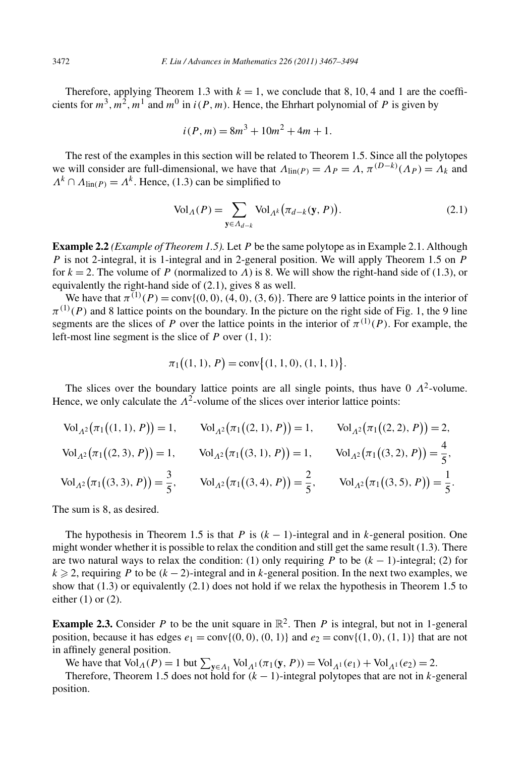Therefore, applying Theorem 1.3 with $k = 1$, we conclude that $8, 10, 4$ and $1$ are the coefficients for $m^3, m^2, m^1$ and $m^0$ in $i(P, m)$. Hence, the Ehrhart polynomial of $P$ is given by

$$i(P, m) = 8m^3 + 10m^2 + 4m + 1.$$

The rest of the examples in this section will be related to Theorem 1.5. Since all the polytopes we will consider are full-dimensional, we have that $\Lambda_{\mathrm{lin}(P)} = \Lambda_P = \Lambda$, $\pi^{(D-k)}(\Lambda_P) = \Lambda_k$ and $\Lambda^k \cap \Lambda_{\mathrm{lin}(P)} = \Lambda^k$. Hence, (1.3) can be simplified to

$$\mathrm{Vol}_\Lambda(P) = \sum_{\mathbf{y} \in \Lambda_{d-k}} \mathrm{Vol}_{\Lambda^k}\big(\pi_{d-k}(\mathbf{y}, P)\big). \tag{2.1}$$

**Example 2.2** *(Example of Theorem 1.5).* Let $P$ be the same polytope as in Example 2.1. Although $P$ is not 2-integral, it is 1-integral and in 2-general position. We will apply Theorem 1.5 on $P$ for $k = 2$. The volume of $P$ (normalized to $\Lambda$) is 8. We will show the right-hand side of (1.3), or equivalently the right-hand side of (2.1), gives 8 as well.

We have that $\pi^{(1)}(P) = \mathrm{conv}\{(0, 0), (4, 0), (3, 6)\}$. There are 9 lattice points in the interior of $\pi^{(1)}(P)$ and 8 lattice points on the boundary. In the picture on the right side of Fig. 1, the 9 line segments are the slices of $P$ over the lattice points in the interior of $\pi^{(1)}(P)$. For example, the left-most line segment is the slice of $P$ over $(1, 1)$:

$$\pi_1\big((1, 1), P\big) = \mathrm{conv}\big\{(1, 1, 0), (1, 1, 1)\big\}.$$

The slices over the boundary lattice points are all single points, thus have 0 $\Lambda^2$-volume. Hence, we only calculate the $\Lambda^2$-volume of the slices over interior lattice points:

$$\mathrm{Vol}_{\Lambda^2}\big(\pi_1\big((1, 1), P\big)\big) = 1, \qquad \mathrm{Vol}_{\Lambda^2}\big(\pi_1\big((2, 1), P\big)\big) = 1, \qquad \mathrm{Vol}_{\Lambda^2}\big(\pi_1\big((2, 2), P\big)\big) = 2,$$

$$\mathrm{Vol}_{\Lambda^2}\big(\pi_1\big((2, 3), P\big)\big) = 1, \qquad \mathrm{Vol}_{\Lambda^2}\big(\pi_1\big((3, 1), P\big)\big) = 1, \qquad \mathrm{Vol}_{\Lambda^2}\big(\pi_1\big((3, 2), P\big)\big) = \frac{4}{5},$$

$$\mathrm{Vol}_{\Lambda^2}\big(\pi_1\big((3, 3), P\big)\big) = \frac{3}{5}, \qquad \mathrm{Vol}_{\Lambda^2}\big(\pi_1\big((3, 4), P\big)\big) = \frac{2}{5}, \qquad \mathrm{Vol}_{\Lambda^2}\big(\pi_1\big((3, 5), P\big)\big) = \frac{1}{5}.$$

The sum is 8, as desired.

The hypothesis in Theorem 1.5 is that $P$ is $(k-1)$-integral and in $k$-general position. One might wonder whether it is possible to relax the condition and still get the same result (1.3). There are two natural ways to relax the condition: (1) only requiring $P$ to be $(k-1)$-integral; (2) for $k \geqslant 2$, requiring $P$ to be $(k-2)$-integral and in $k$-general position. In the next two examples, we show that (1.3) or equivalently (2.1) does not hold if we relax the hypothesis in Theorem 1.5 to either (1) or (2).

**Example 2.3.** Consider $P$ to be the unit square in $\mathbb{R}^2$. Then $P$ is integral, but not in 1-general position, because it has edges $e_1 = \mathrm{conv}\{(0, 0), (0, 1)\}$ and $e_2 = \mathrm{conv}\{(1, 0), (1, 1)\}$ that are not in affinely general position.

We have that $\mathrm{Vol}_\Lambda(P) = 1$ but $\sum_{\mathbf{y} \in \Lambda_1} \mathrm{Vol}_{\Lambda^1}(\pi_1(\mathbf{y}, P)) = \mathrm{Vol}_{\Lambda^1}(e_1) + \mathrm{Vol}_{\Lambda^1}(e_2) = 2$.

Therefore, Theorem 1.5 does not hold for $(k-1)$-integral polytopes that are not in $k$-general position.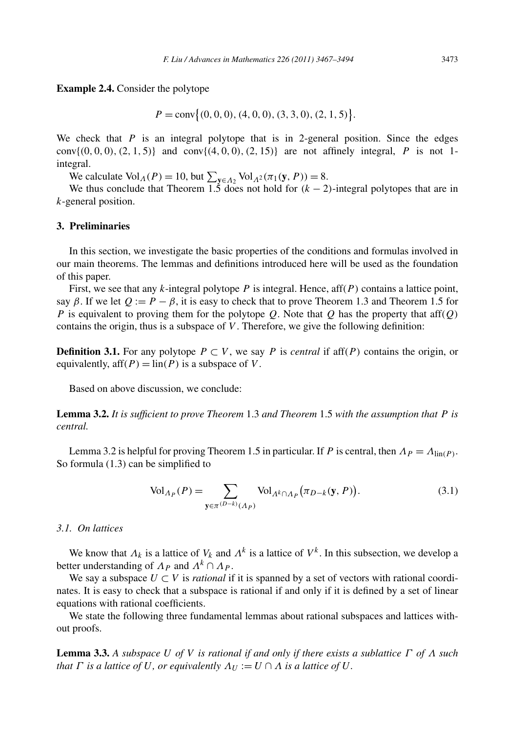**Example 2.4.** Consider the polytope

$$P = \operatorname{conv}\{(0,0,0), (4,0,0), (3,3,0), (2,1,5)\}.$$

We check that $P$ is an integral polytope that is in 2-general position. Since the edges $\operatorname{conv}\{(0,0,0), (2,1,5)\}$ and $\operatorname{conv}\{(4,0,0), (2,15)\}$ are not affinely integral, $P$ is not 1-integral.

We calculate $\operatorname{Vol}_\Lambda(P) = 10$, but $\sum_{\mathbf{y}\in\Lambda_2} \operatorname{Vol}_{\Lambda^2}(\pi_1(\mathbf{y}, P)) = 8$.

We thus conclude that Theorem 1.5 does not hold for $(k-2)$-integral polytopes that are in $k$-general position.

## 3. Preliminaries

In this section, we investigate the basic properties of the conditions and formulas involved in our main theorems. The lemmas and definitions introduced here will be used as the foundation of this paper.

First, we see that any $k$-integral polytope $P$ is integral. Hence, $\operatorname{aff}(P)$ contains a lattice point, say $\beta$. If we let $Q := P - \beta$, it is easy to check that to prove Theorem 1.3 and Theorem 1.5 for $P$ is equivalent to proving them for the polytope $Q$. Note that $Q$ has the property that $\operatorname{aff}(Q)$ contains the origin, thus is a subspace of $V$. Therefore, we give the following definition:

**Definition 3.1.** For any polytope $P \subset V$, we say $P$ is *central* if $\operatorname{aff}(P)$ contains the origin, or equivalently, $\operatorname{aff}(P) = \operatorname{lin}(P)$ is a subspace of $V$.

Based on above discussion, we conclude:

**Lemma 3.2.** *It is sufficient to prove Theorem* 1.3 *and Theorem* 1.5 *with the assumption that $P$ is central.*

Lemma 3.2 is helpful for proving Theorem 1.5 in particular. If $P$ is central, then $\Lambda_P = \Lambda_{\operatorname{lin}(P)}$. So formula (1.3) can be simplified to

$$\operatorname{Vol}_{\Lambda_P}(P) = \sum_{\mathbf{y}\in\pi^{(D-k)}(\Lambda_P)} \operatorname{Vol}_{\Lambda^k\cap\Lambda_P}\big(\pi_{D-k}(\mathbf{y}, P)\big). \tag{3.1}$$

### 3.1. On lattices

We know that $\Lambda_k$ is a lattice of $V_k$ and $\Lambda^k$ is a lattice of $V^k$. In this subsection, we develop a better understanding of $\Lambda_P$ and $\Lambda^k \cap \Lambda_P$.

We say a subspace $U \subset V$ is *rational* if it is spanned by a set of vectors with rational coordinates. It is easy to check that a subspace is rational if and only if it is defined by a set of linear equations with rational coefficients.

We state the following three fundamental lemmas about rational subspaces and lattices without proofs.

**Lemma 3.3.** *A subspace $U$ of $V$ is rational if and only if there exists a sublattice $\Gamma$ of $\Lambda$ such that $\Gamma$ is a lattice of $U$, or equivalently $\Lambda_U := U \cap \Lambda$ is a lattice of $U$.*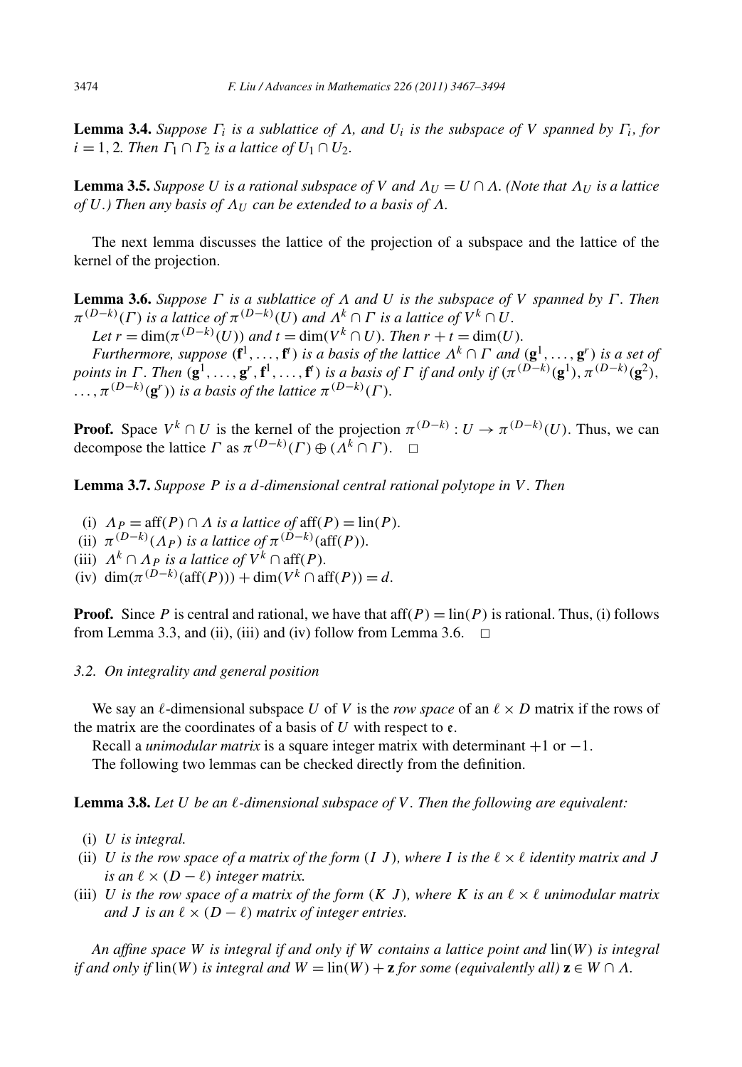**Lemma 3.4.** *Suppose $\Gamma_i$ is a sublattice of $\Lambda$, and $U_i$ is the subspace of $V$ spanned by $\Gamma_i$, for $i = 1, 2$. Then $\Gamma_1 \cap \Gamma_2$ is a lattice of $U_1 \cap U_2$.*

**Lemma 3.5.** *Suppose $U$ is a rational subspace of $V$ and $\Lambda_U = U \cap \Lambda$. (Note that $\Lambda_U$ is a lattice of $U$.) Then any basis of $\Lambda_U$ can be extended to a basis of $\Lambda$.*

The next lemma discusses the lattice of the projection of a subspace and the lattice of the kernel of the projection.

**Lemma 3.6.** *Suppose $\Gamma$ is a sublattice of $\Lambda$ and $U$ is the subspace of $V$ spanned by $\Gamma$. Then $\pi^{(D-k)}(\Gamma)$ is a lattice of $\pi^{(D-k)}(U)$ and $\Lambda^k \cap \Gamma$ is a lattice of $V^k \cap U$.*

*Let $r = \dim(\pi^{(D-k)}(U))$ and $t = \dim(V^k \cap U)$. Then $r + t = \dim(U)$.*

*Furthermore, suppose $(\mathbf{f}^1, \dots, \mathbf{f}^t)$ is a basis of the lattice $\Lambda^k \cap \Gamma$ and $(\mathbf{g}^1, \dots, \mathbf{g}^r)$ is a set of points in $\Gamma$. Then $(\mathbf{g}^1, \dots, \mathbf{g}^r, \mathbf{f}^1, \dots, \mathbf{f}^t)$ is a basis of $\Gamma$ if and only if $(\pi^{(D-k)}(\mathbf{g}^1), \pi^{(D-k)}(\mathbf{g}^2), \dots, \pi^{(D-k)}(\mathbf{g}^r))$ is a basis of the lattice $\pi^{(D-k)}(\Gamma)$.*

**Proof.** Space $V^k \cap U$ is the kernel of the projection $\pi^{(D-k)} : U \to \pi^{(D-k)}(U)$. Thus, we can decompose the lattice $\Gamma$ as $\pi^{(D-k)}(\Gamma) \oplus (\Lambda^k \cap \Gamma)$. $\square$

**Lemma 3.7.** *Suppose $P$ is a $d$-dimensional central rational polytope in $V$. Then*

(i) *$\Lambda_P = \operatorname{aff}(P) \cap \Lambda$ is a lattice of $\operatorname{aff}(P) = \operatorname{lin}(P)$.*
(ii) *$\pi^{(D-k)}(\Lambda_P)$ is a lattice of $\pi^{(D-k)}(\operatorname{aff}(P))$.*
(iii) *$\Lambda^k \cap \Lambda_P$ is a lattice of $V^k \cap \operatorname{aff}(P)$.*
(iv) *$\dim(\pi^{(D-k)}(\operatorname{aff}(P))) + \dim(V^k \cap \operatorname{aff}(P)) = d$.*

**Proof.** Since $P$ is central and rational, we have that $\operatorname{aff}(P) = \operatorname{lin}(P)$ is rational. Thus, (i) follows from Lemma 3.3, and (ii), (iii) and (iv) follow from Lemma 3.6. $\square$

### 3.2. On integrality and general position

We say an $\ell$-dimensional subspace $U$ of $V$ is the *row space* of an $\ell \times D$ matrix if the rows of the matrix are the coordinates of a basis of $U$ with respect to $\mathfrak{e}$.

Recall a *unimodular matrix* is a square integer matrix with determinant $+1$ or $-1$.

The following two lemmas can be checked directly from the definition.

**Lemma 3.8.** *Let $U$ be an $\ell$-dimensional subspace of $V$. Then the following are equivalent:*

(i) *$U$ is integral.*
(ii) *$U$ is the row space of a matrix of the form $(I\ J)$, where $I$ is the $\ell \times \ell$ identity matrix and $J$ is an $\ell \times (D - \ell)$ integer matrix.*
(iii) *$U$ is the row space of a matrix of the form $(K\ J)$, where $K$ is an $\ell \times \ell$ unimodular matrix and $J$ is an $\ell \times (D - \ell)$ matrix of integer entries.*

*An affine space $W$ is integral if and only if $W$ contains a lattice point and $\operatorname{lin}(W)$ is integral if and only if $\operatorname{lin}(W)$ is integral and $W = \operatorname{lin}(W) + \mathbf{z}$ for some (equivalently all) $\mathbf{z} \in W \cap \Lambda$.*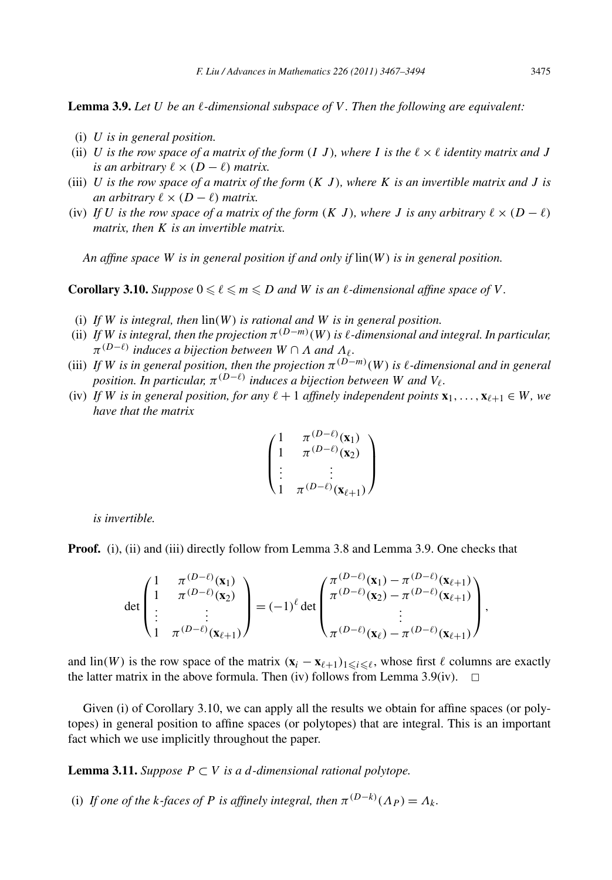**Lemma 3.9.** *Let $U$ be an $\ell$-dimensional subspace of $V$. Then the following are equivalent:*

- (i) *$U$ is in general position.*
- (ii) *$U$ is the row space of a matrix of the form $(I\ J)$, where $I$ is the $\ell \times \ell$ identity matrix and $J$ is an arbitrary $\ell \times (D-\ell)$ matrix.*
- (iii) *$U$ is the row space of a matrix of the form $(K\ J)$, where $K$ is an invertible matrix and $J$ is an arbitrary $\ell \times (D-\ell)$ matrix.*
- (iv) *If $U$ is the row space of a matrix of the form $(K\ J)$, where $J$ is any arbitrary $\ell \times (D-\ell)$ matrix, then $K$ is an invertible matrix.*

*An affine space $W$ is in general position if and only if $\operatorname{lin}(W)$ is in general position.*

**Corollary 3.10.** *Suppose $0 \leqslant \ell \leqslant m \leqslant D$ and $W$ is an $\ell$-dimensional affine space of $V$.*

- (i) *If $W$ is integral, then $\operatorname{lin}(W)$ is rational and $W$ is in general position.*
- (ii) *If $W$ is integral, then the projection $\pi^{(D-m)}(W)$ is $\ell$-dimensional and integral. In particular, $\pi^{(D-\ell)}$ induces a bijection between $W \cap \Lambda$ and $\Lambda_\ell$.*
- (iii) *If $W$ is in general position, then the projection $\pi^{(D-m)}(W)$ is $\ell$-dimensional and in general position. In particular, $\pi^{(D-\ell)}$ induces a bijection between $W$ and $V_\ell$.*
- (iv) *If $W$ is in general position, for any $\ell+1$ affinely independent points $\mathbf{x}_1, \dots, \mathbf{x}_{\ell+1} \in W$, we have that the matrix*

$$\begin{pmatrix} 1 & \pi^{(D-\ell)}(\mathbf{x}_1) \\ 1 & \pi^{(D-\ell)}(\mathbf{x}_2) \\ \vdots & \vdots \\ 1 & \pi^{(D-\ell)}(\mathbf{x}_{\ell+1}) \end{pmatrix}$$

*is invertible.*

**Proof.** (i), (ii) and (iii) directly follow from Lemma 3.8 and Lemma 3.9. One checks that

$$\det \begin{pmatrix} 1 & \pi^{(D-\ell)}(\mathbf{x}_1) \\ 1 & \pi^{(D-\ell)}(\mathbf{x}_2) \\ \vdots & \vdots \\ 1 & \pi^{(D-\ell)}(\mathbf{x}_{\ell+1}) \end{pmatrix} = (-1)^\ell \det \begin{pmatrix} \pi^{(D-\ell)}(\mathbf{x}_1) - \pi^{(D-\ell)}(\mathbf{x}_{\ell+1}) \\ \pi^{(D-\ell)}(\mathbf{x}_2) - \pi^{(D-\ell)}(\mathbf{x}_{\ell+1}) \\ \vdots \\ \pi^{(D-\ell)}(\mathbf{x}_\ell) - \pi^{(D-\ell)}(\mathbf{x}_{\ell+1}) \end{pmatrix},$$

and $\operatorname{lin}(W)$ is the row space of the matrix $(\mathbf{x}_i - \mathbf{x}_{\ell+1})_{1 \leqslant i \leqslant \ell}$, whose first $\ell$ columns are exactly the latter matrix in the above formula. Then (iv) follows from Lemma 3.9(iv). $\square$

Given (i) of Corollary 3.10, we can apply all the results we obtain for affine spaces (or polytopes) in general position to affine spaces (or polytopes) that are integral. This is an important fact which we use implicitly throughout the paper.

**Lemma 3.11.** *Suppose $P \subset V$ is a $d$-dimensional rational polytope.*

- (i) *If one of the $k$-faces of $P$ is affinely integral, then $\pi^{(D-k)}(\Lambda_P) = \Lambda_k$.*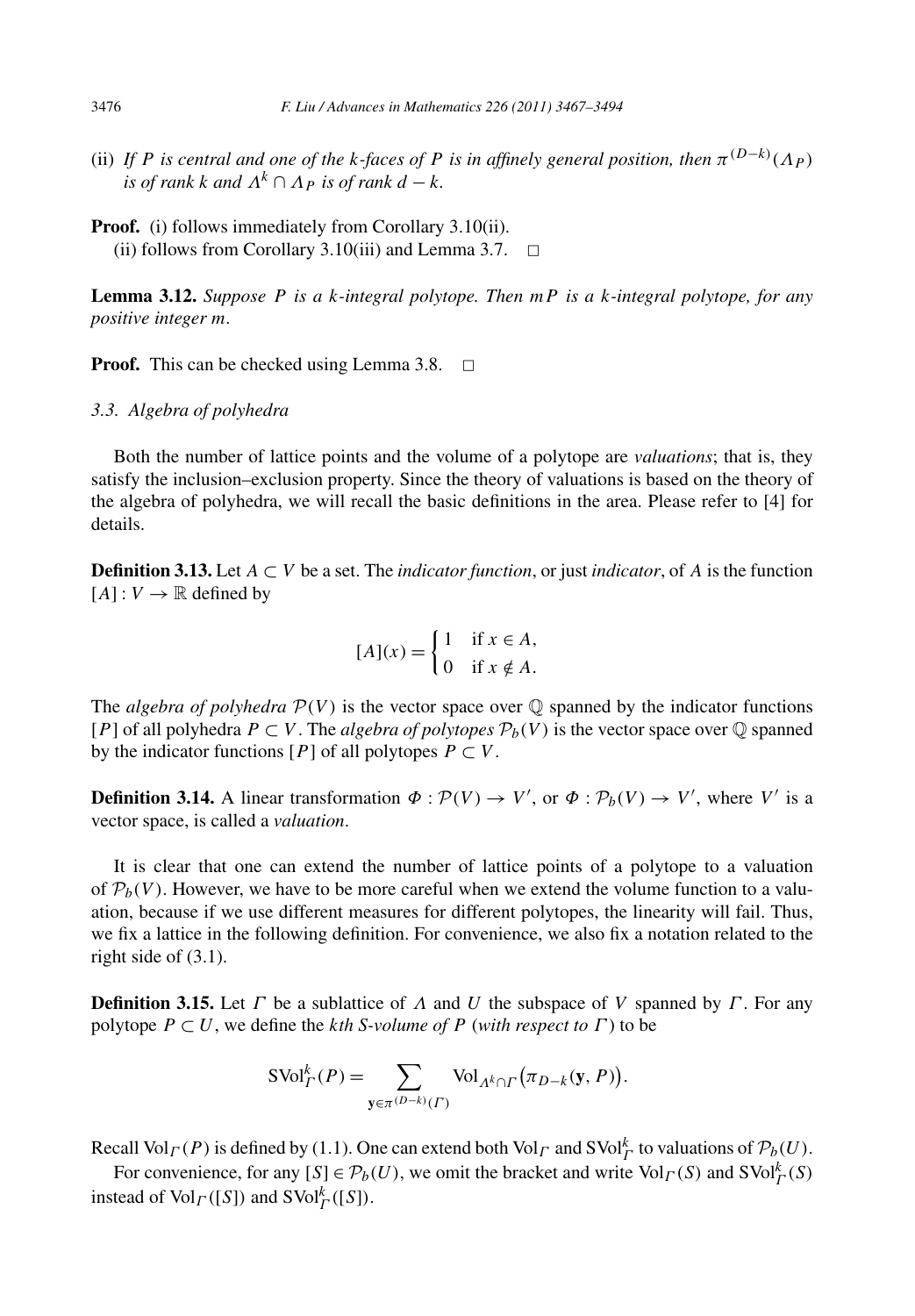(ii) *If $P$ is central and one of the $k$-faces of $P$ is in affinely general position, then $\pi^{(D-k)}(\Lambda_P)$ is of rank $k$ and $\Lambda^k \cap \Lambda_P$ is of rank $d-k$.*

**Proof.** (i) follows immediately from Corollary 3.10(ii).

(ii) follows from Corollary 3.10(iii) and Lemma 3.7. $\square$

**Lemma 3.12.** *Suppose $P$ is a $k$-integral polytope. Then $mP$ is a $k$-integral polytope, for any positive integer $m$.*

**Proof.** This can be checked using Lemma 3.8. $\square$

### 3.3. Algebra of polyhedra

Both the number of lattice points and the volume of a polytope are *valuations*; that is, they satisfy the inclusion–exclusion property. Since the theory of valuations is based on the theory of the algebra of polyhedra, we will recall the basic definitions in the area. Please refer to [4] for details.

**Definition 3.13.** Let $A \subset V$ be a set. The *indicator function*, or just *indicator*, of $A$ is the function $[A] : V \to \mathbb{R}$ defined by

$$[A](x) = \begin{cases} 1 & \text{if } x \in A, \\ 0 & \text{if } x \notin A. \end{cases}$$

The *algebra of polyhedra* $\mathcal{P}(V)$ is the vector space over $\mathbb{Q}$ spanned by the indicator functions $[P]$ of all polyhedra $P \subset V$. The *algebra of polytopes* $\mathcal{P}_b(V)$ is the vector space over $\mathbb{Q}$ spanned by the indicator functions $[P]$ of all polytopes $P \subset V$.

**Definition 3.14.** A linear transformation $\Phi : \mathcal{P}(V) \to V'$, or $\Phi : \mathcal{P}_b(V) \to V'$, where $V'$ is a vector space, is called a *valuation*.

It is clear that one can extend the number of lattice points of a polytope to a valuation of $\mathcal{P}_b(V)$. However, we have to be more careful when we extend the volume function to a valuation, because if we use different measures for different polytopes, the linearity will fail. Thus, we fix a lattice in the following definition. For convenience, we also fix a notation related to the right side of (3.1).

**Definition 3.15.** Let $\Gamma$ be a sublattice of $\Lambda$ and $U$ the subspace of $V$ spanned by $\Gamma$. For any polytope $P \subset U$, we define the *$k$th S-volume of $P$ (with respect to $\Gamma$)* to be

$$\mathrm{SVol}^k_\Gamma(P) = \sum_{\mathbf{y} \in \pi^{(D-k)}(\Gamma)} \mathrm{Vol}_{\Lambda^k \cap \Gamma}\big(\pi_{D-k}(\mathbf{y}, P)\big).$$

Recall $\mathrm{Vol}_\Gamma(P)$ is defined by (1.1). One can extend both $\mathrm{Vol}_\Gamma$ and $\mathrm{SVol}^k_\Gamma$ to valuations of $\mathcal{P}_b(U)$.

For convenience, for any $[S] \in \mathcal{P}_b(U)$, we omit the bracket and write $\mathrm{Vol}_\Gamma(S)$ and $\mathrm{SVol}^k_\Gamma(S)$ instead of $\mathrm{Vol}_\Gamma([S])$ and $\mathrm{SVol}^k_\Gamma([S])$.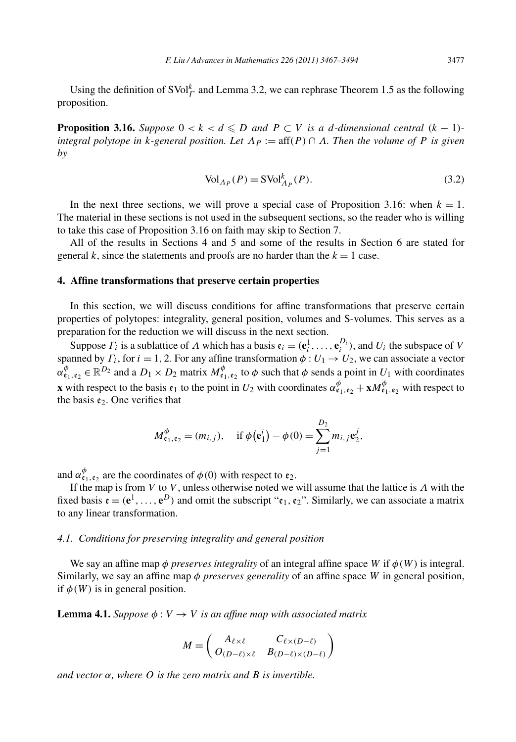Using the definition of $\mathrm{SVol}_{\Gamma}^{k}$ and Lemma 3.2, we can rephrase Theorem 1.5 as the following proposition.

**Proposition 3.16.** *Suppose $0 < k < d \leqslant D$ and $P \subset V$ is a $d$-dimensional central $(k-1)$-integral polytope in $k$-general position. Let $\Lambda_P := \mathrm{aff}(P) \cap \Lambda$. Then the volume of $P$ is given by*

$$\mathrm{Vol}_{\Lambda_P}(P) = \mathrm{SVol}_{\Lambda_P}^{k}(P). \tag{3.2}$$

In the next three sections, we will prove a special case of Proposition 3.16: when $k = 1$. The material in these sections is not used in the subsequent sections, so the reader who is willing to take this case of Proposition 3.16 on faith may skip to Section 7.

All of the results in Sections 4 and 5 and some of the results in Section 6 are stated for general $k$, since the statements and proofs are no harder than the $k = 1$ case.

## 4. Affine transformations that preserve certain properties

In this section, we will discuss conditions for affine transformations that preserve certain properties of polytopes: integrality, general position, volumes and S-volumes. This serves as a preparation for the reduction we will discuss in the next section.

Suppose $\Gamma_i$ is a sublattice of $\Lambda$ which has a basis $\mathfrak{e}_i = (\mathbf{e}_i^1, \dots, \mathbf{e}_i^{D_i})$, and $U_i$ the subspace of $V$ spanned by $\Gamma_i$, for $i = 1, 2$. For any affine transformation $\phi : U_1 \to U_2$, we can associate a vector $\alpha_{\mathfrak{e}_1,\mathfrak{e}_2}^{\phi} \in \mathbb{R}^{D_2}$ and a $D_1 \times D_2$ matrix $M_{\mathfrak{e}_1,\mathfrak{e}_2}^{\phi}$ to $\phi$ such that $\phi$ sends a point in $U_1$ with coordinates $\mathbf{x}$ with respect to the basis $\mathfrak{e}_1$ to the point in $U_2$ with coordinates $\alpha_{\mathfrak{e}_1,\mathfrak{e}_2}^{\phi} + \mathbf{x} M_{\mathfrak{e}_1,\mathfrak{e}_2}^{\phi}$ with respect to the basis $\mathfrak{e}_2$. One verifies that

$$M_{\mathfrak{e}_1,\mathfrak{e}_2}^{\phi} = (m_{i,j}), \quad \text{if } \phi\big(\mathbf{e}_1^i\big) - \phi(0) = \sum_{j=1}^{D_2} m_{i,j} \mathbf{e}_2^j,$$

and $\alpha_{\mathfrak{e}_1,\mathfrak{e}_2}^{\phi}$ are the coordinates of $\phi(0)$ with respect to $\mathfrak{e}_2$.

If the map is from $V$ to $V$, unless otherwise noted we will assume that the lattice is $\Lambda$ with the fixed basis $\mathfrak{e} = (\mathbf{e}^1, \dots, \mathbf{e}^D)$ and omit the subscript "$\mathfrak{e}_1, \mathfrak{e}_2$". Similarly, we can associate a matrix to any linear transformation.

### 4.1. Conditions for preserving integrality and general position

We say an affine map $\phi$ *preserves integrality* of an integral affine space $W$ if $\phi(W)$ is integral. Similarly, we say an affine map $\phi$ *preserves generality* of an affine space $W$ in general position, if $\phi(W)$ is in general position.

**Lemma 4.1.** *Suppose $\phi : V \to V$ is an affine map with associated matrix*

$$M = \begin{pmatrix} A_{\ell \times \ell} & C_{\ell \times (D-\ell)} \\ O_{(D-\ell) \times \ell} & B_{(D-\ell) \times (D-\ell)} \end{pmatrix}$$

*and vector $\alpha$, where $O$ is the zero matrix and $B$ is invertible.*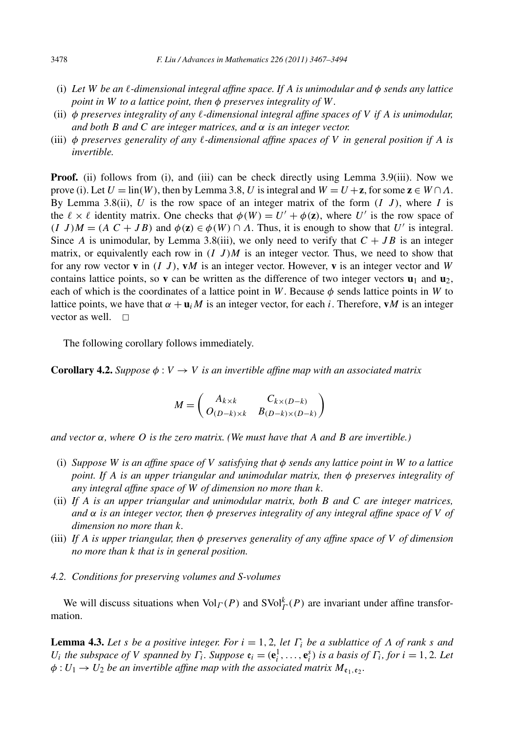(i) *Let $W$ be an $\ell$-dimensional integral affine space. If $A$ is unimodular and $\phi$ sends any lattice point in $W$ to a lattice point, then $\phi$ preserves integrality of $W$.*

(ii) *$\phi$ preserves integrality of any $\ell$-dimensional integral affine spaces of $V$ if $A$ is unimodular, and both $B$ and $C$ are integer matrices, and $\alpha$ is an integer vector.*

(iii) *$\phi$ preserves generality of any $\ell$-dimensional affine spaces of $V$ in general position if $A$ is invertible.*

**Proof.** (ii) follows from (i), and (iii) can be check directly using Lemma 3.9(iii). Now we prove (i). Let $U = \operatorname{lin}(W)$, then by Lemma 3.8, $U$ is integral and $W = U + \mathbf{z}$, for some $\mathbf{z} \in W \cap \Lambda$. By Lemma 3.8(ii), $U$ is the row space of an integer matrix of the form $(I\ J)$, where $I$ is the $\ell \times \ell$ identity matrix. One checks that $\phi(W) = U' + \phi(\mathbf{z})$, where $U'$ is the row space of $(I\ J)M = (A\ C + JB)$ and $\phi(\mathbf{z}) \in \phi(W) \cap \Lambda$. Thus, it is enough to show that $U'$ is integral. Since $A$ is unimodular, by Lemma 3.8(iii), we only need to verify that $C + JB$ is an integer matrix, or equivalently each row in $(I\ J)M$ is an integer vector. Thus, we need to show that for any row vector $\mathbf{v}$ in $(I\ J)$, $\mathbf{v}M$ is an integer vector. However, $\mathbf{v}$ is an integer vector and $W$ contains lattice points, so $\mathbf{v}$ can be written as the difference of two integer vectors $\mathbf{u}_1$ and $\mathbf{u}_2$, each of which is the coordinates of a lattice point in $W$. Because $\phi$ sends lattice points in $W$ to lattice points, we have that $\alpha + \mathbf{u}_i M$ is an integer vector, for each $i$. Therefore, $\mathbf{v}M$ is an integer vector as well. $\square$

The following corollary follows immediately.

**Corollary 4.2.** *Suppose $\phi : V \to V$ is an invertible affine map with an associated matrix*

$$M = \begin{pmatrix} A_{k\times k} & C_{k\times(D-k)} \\ O_{(D-k)\times k} & B_{(D-k)\times(D-k)} \end{pmatrix}$$

*and vector $\alpha$, where $O$ is the zero matrix. (We must have that $A$ and $B$ are invertible.)*

(i) *Suppose $W$ is an affine space of $V$ satisfying that $\phi$ sends any lattice point in $W$ to a lattice point. If $A$ is an upper triangular and unimodular matrix, then $\phi$ preserves integrality of any integral affine space of $W$ of dimension no more than $k$.*

(ii) *If $A$ is an upper triangular and unimodular matrix, both $B$ and $C$ are integer matrices, and $\alpha$ is an integer vector, then $\phi$ preserves integrality of any integral affine space of $V$ of dimension no more than $k$.*

(iii) *If $A$ is upper triangular, then $\phi$ preserves generality of any affine space of $V$ of dimension no more than $k$ that is in general position.*

### *4.2. Conditions for preserving volumes and S-volumes*

We will discuss situations when $\mathrm{Vol}_\Gamma(P)$ and $\mathrm{SVol}^k_\Gamma(P)$ are invariant under affine transformation.

**Lemma 4.3.** *Let $s$ be a positive integer. For $i = 1, 2$, let $\Gamma_i$ be a sublattice of $\Lambda$ of rank $s$ and $U_i$ the subspace of $V$ spanned by $\Gamma_i$. Suppose $\mathfrak{e}_i = (\mathbf{e}_i^1, \dots, \mathbf{e}_i^s)$ is a basis of $\Gamma_i$, for $i = 1, 2$. Let $\phi : U_1 \to U_2$ be an invertible affine map with the associated matrix $M_{\mathfrak{e}_1,\mathfrak{e}_2}$.*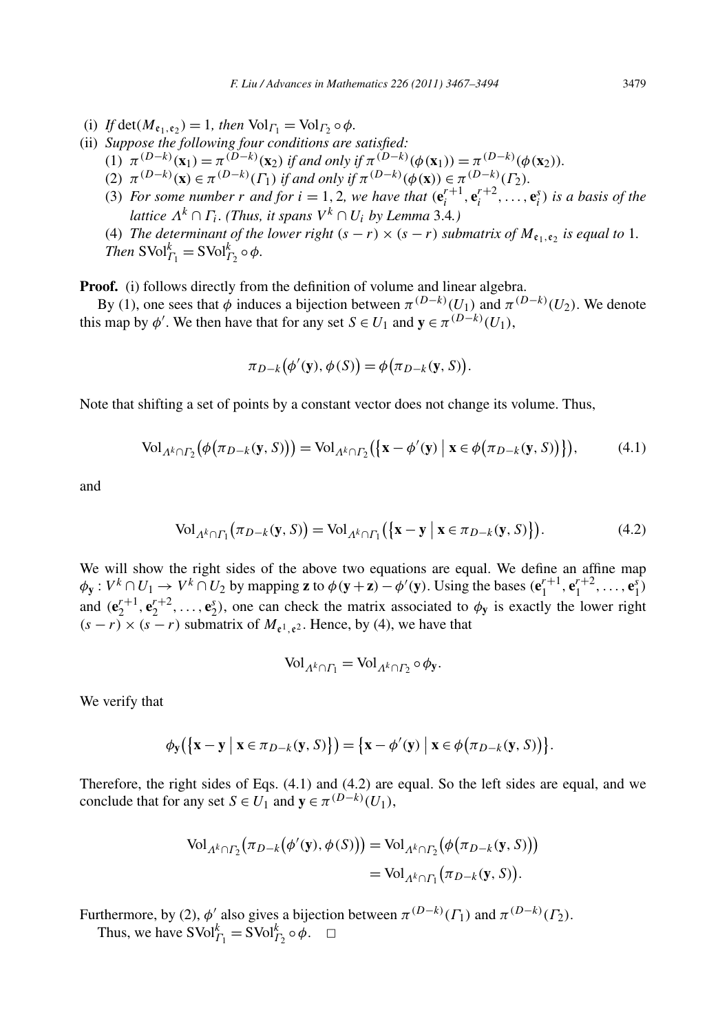(i) *If* $\det(M_{\mathfrak{e}_1,\mathfrak{e}_2}) = 1$*, then* $\mathrm{Vol}_{\Gamma_1} = \mathrm{Vol}_{\Gamma_2} \circ \phi$.

(ii) *Suppose the following four conditions are satisfied:*

(1) $\pi^{(D-k)}(\mathbf{x}_1) = \pi^{(D-k)}(\mathbf{x}_2)$ *if and only if* $\pi^{(D-k)}(\phi(\mathbf{x}_1)) = \pi^{(D-k)}(\phi(\mathbf{x}_2))$.

(2) $\pi^{(D-k)}(\mathbf{x}) \in \pi^{(D-k)}(\Gamma_1)$ *if and only if* $\pi^{(D-k)}(\phi(\mathbf{x})) \in \pi^{(D-k)}(\Gamma_2)$.

(3) *For some number* $r$ *and for* $i = 1, 2$*, we have that* $(\mathbf{e}_i^{r+1}, \mathbf{e}_i^{r+2}, \ldots, \mathbf{e}_i^{s})$ *is a basis of the lattice* $\Lambda^k \cap \Gamma_i$*. (Thus, it spans* $V^k \cap U_i$ *by Lemma* 3.4*.)*

(4) *The determinant of the lower right* $(s-r) \times (s-r)$ *submatrix of* $M_{\mathfrak{e}_1,\mathfrak{e}_2}$ *is equal to* 1.

*Then* $\mathrm{SVol}^k_{\Gamma_1} = \mathrm{SVol}^k_{\Gamma_2} \circ \phi$.

**Proof.** (i) follows directly from the definition of volume and linear algebra.

By (1), one sees that $\phi$ induces a bijection between $\pi^{(D-k)}(U_1)$ and $\pi^{(D-k)}(U_2)$. We denote this map by $\phi'$. We then have that for any set $S \in U_1$ and $\mathbf{y} \in \pi^{(D-k)}(U_1)$,

$$\pi_{D-k}\big(\phi'(\mathbf{y}), \phi(S)\big) = \phi\big(\pi_{D-k}(\mathbf{y}, S)\big).$$

Note that shifting a set of points by a constant vector does not change its volume. Thus,

$$\mathrm{Vol}_{\Lambda^k \cap \Gamma_2}\big(\phi\big(\pi_{D-k}(\mathbf{y}, S)\big)\big) = \mathrm{Vol}_{\Lambda^k \cap \Gamma_2}\big(\big\{\mathbf{x} - \phi'(\mathbf{y}) \bigm| \mathbf{x} \in \phi\big(\pi_{D-k}(\mathbf{y}, S)\big)\big\}\big), \tag{4.1}$$

and

$$\mathrm{Vol}_{\Lambda^k \cap \Gamma_1}\big(\pi_{D-k}(\mathbf{y}, S)\big) = \mathrm{Vol}_{\Lambda^k \cap \Gamma_1}\big(\big\{\mathbf{x} - \mathbf{y} \bigm| \mathbf{x} \in \pi_{D-k}(\mathbf{y}, S)\big\}\big). \tag{4.2}$$

We will show the right sides of the above two equations are equal. We define an affine map $\phi_{\mathbf{y}} : V^k \cap U_1 \to V^k \cap U_2$ by mapping $\mathbf{z}$ to $\phi(\mathbf{y} + \mathbf{z}) - \phi'(\mathbf{y})$. Using the bases $(\mathbf{e}_1^{r+1}, \mathbf{e}_1^{r+2}, \ldots, \mathbf{e}_1^{s})$ and $(\mathbf{e}_2^{r+1}, \mathbf{e}_2^{r+2}, \ldots, \mathbf{e}_2^{s})$, one can check the matrix associated to $\phi_{\mathbf{y}}$ is exactly the lower right $(s-r) \times (s-r)$ submatrix of $M_{\mathfrak{e}^1,\mathfrak{e}^2}$. Hence, by (4), we have that

$$\mathrm{Vol}_{\Lambda^k \cap \Gamma_1} = \mathrm{Vol}_{\Lambda^k \cap \Gamma_2} \circ \phi_{\mathbf{y}}.$$

We verify that

$$\phi_{\mathbf{y}}\big(\big\{\mathbf{x} - \mathbf{y} \bigm| \mathbf{x} \in \pi_{D-k}(\mathbf{y}, S)\big\}\big) = \big\{\mathbf{x} - \phi'(\mathbf{y}) \bigm| \mathbf{x} \in \phi\big(\pi_{D-k}(\mathbf{y}, S)\big)\big\}.$$

Therefore, the right sides of Eqs. (4.1) and (4.2) are equal. So the left sides are equal, and we conclude that for any set $S \in U_1$ and $\mathbf{y} \in \pi^{(D-k)}(U_1)$,

$$\begin{aligned}
\mathrm{Vol}_{\Lambda^k \cap \Gamma_2}\big(\pi_{D-k}\big(\phi'(\mathbf{y}), \phi(S)\big)\big) &= \mathrm{Vol}_{\Lambda^k \cap \Gamma_2}\big(\phi\big(\pi_{D-k}(\mathbf{y}, S)\big)\big) \\
&= \mathrm{Vol}_{\Lambda^k \cap \Gamma_1}\big(\pi_{D-k}(\mathbf{y}, S)\big).
\end{aligned}$$

Furthermore, by (2), $\phi'$ also gives a bijection between $\pi^{(D-k)}(\Gamma_1)$ and $\pi^{(D-k)}(\Gamma_2)$.

Thus, we have $\mathrm{SVol}^k_{\Gamma_1} = \mathrm{SVol}^k_{\Gamma_2} \circ \phi$. $\square$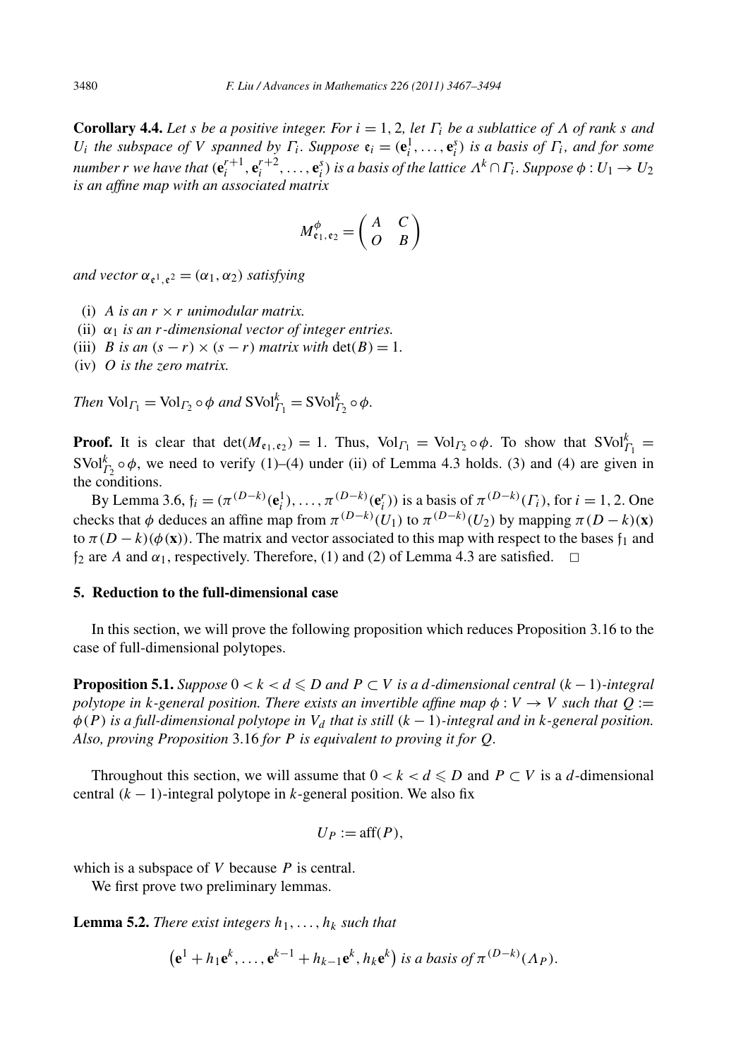**Corollary 4.4.** *Let $s$ be a positive integer. For $i = 1, 2$, let $\Gamma_i$ be a sublattice of $\Lambda$ of rank $s$ and $U_i$ the subspace of $V$ spanned by $\Gamma_i$. Suppose $\mathfrak{e}_i = (\mathbf{e}_i^1, \ldots, \mathbf{e}_i^s)$ is a basis of $\Gamma_i$, and for some number $r$ we have that $(\mathbf{e}_i^{r+1}, \mathbf{e}_i^{r+2}, \ldots, \mathbf{e}_i^s)$ is a basis of the lattice $\Lambda^k \cap \Gamma_i$. Suppose $\phi : U_1 \to U_2$ is an affine map with an associated matrix*

$$M^{\phi}_{\mathfrak{e}_1, \mathfrak{e}_2} = \begin{pmatrix} A & C \\ O & B \end{pmatrix}$$

*and vector $\alpha_{\mathfrak{e}^1, \mathfrak{e}^2} = (\alpha_1, \alpha_2)$ satisfying*

- (i) *$A$ is an $r \times r$ unimodular matrix.*
- (ii) *$\alpha_1$ is an $r$-dimensional vector of integer entries.*
- (iii) *$B$ is an $(s-r) \times (s-r)$ matrix with $\det(B) = 1$.*
- (iv) *$O$ is the zero matrix.*

*Then $\mathrm{Vol}_{\Gamma_1} = \mathrm{Vol}_{\Gamma_2} \circ \phi$ and $\mathrm{SVol}^k_{\Gamma_1} = \mathrm{SVol}^k_{\Gamma_2} \circ \phi$.*

**Proof.** It is clear that $\det(M_{\mathfrak{e}_1, \mathfrak{e}_2}) = 1$. Thus, $\mathrm{Vol}_{\Gamma_1} = \mathrm{Vol}_{\Gamma_2} \circ \phi$. To show that $\mathrm{SVol}^k_{\Gamma_1} = \mathrm{SVol}^k_{\Gamma_2} \circ \phi$, we need to verify (1)–(4) under (ii) of Lemma 4.3 holds. (3) and (4) are given in the conditions.

By Lemma 3.6, $\mathfrak{f}_i = (\pi^{(D-k)}(\mathbf{e}_i^1), \ldots, \pi^{(D-k)}(\mathbf{e}_i^r))$ is a basis of $\pi^{(D-k)}(\Gamma_i)$, for $i = 1, 2$. One checks that $\phi$ deduces an affine map from $\pi^{(D-k)}(U_1)$ to $\pi^{(D-k)}(U_2)$ by mapping $\pi(D-k)(\mathbf{x})$ to $\pi(D-k)(\phi(\mathbf{x}))$. The matrix and vector associated to this map with respect to the bases $\mathfrak{f}_1$ and $\mathfrak{f}_2$ are $A$ and $\alpha_1$, respectively. Therefore, (1) and (2) of Lemma 4.3 are satisfied. $\square$

## 5. Reduction to the full-dimensional case

In this section, we will prove the following proposition which reduces Proposition 3.16 to the case of full-dimensional polytopes.

**Proposition 5.1.** *Suppose $0 < k < d \leqslant D$ and $P \subset V$ is a $d$-dimensional central $(k-1)$-integral polytope in $k$-general position. There exists an invertible affine map $\phi : V \to V$ such that $Q := \phi(P)$ is a full-dimensional polytope in $V_d$ that is still $(k-1)$-integral and in $k$-general position. Also, proving Proposition 3.16 for $P$ is equivalent to proving it for $Q$.*

Throughout this section, we will assume that $0 < k < d \leqslant D$ and $P \subset V$ is a $d$-dimensional central $(k-1)$-integral polytope in $k$-general position. We also fix

$$U_P := \mathrm{aff}(P),$$

which is a subspace of $V$ because $P$ is central.

We first prove two preliminary lemmas.

**Lemma 5.2.** *There exist integers $h_1, \ldots, h_k$ such that*

$$\left(\mathbf{e}^1 + h_1\mathbf{e}^k, \ldots, \mathbf{e}^{k-1} + h_{k-1}\mathbf{e}^k, h_k\mathbf{e}^k\right) \textit{ is a basis of } \pi^{(D-k)}(\Lambda_P).$$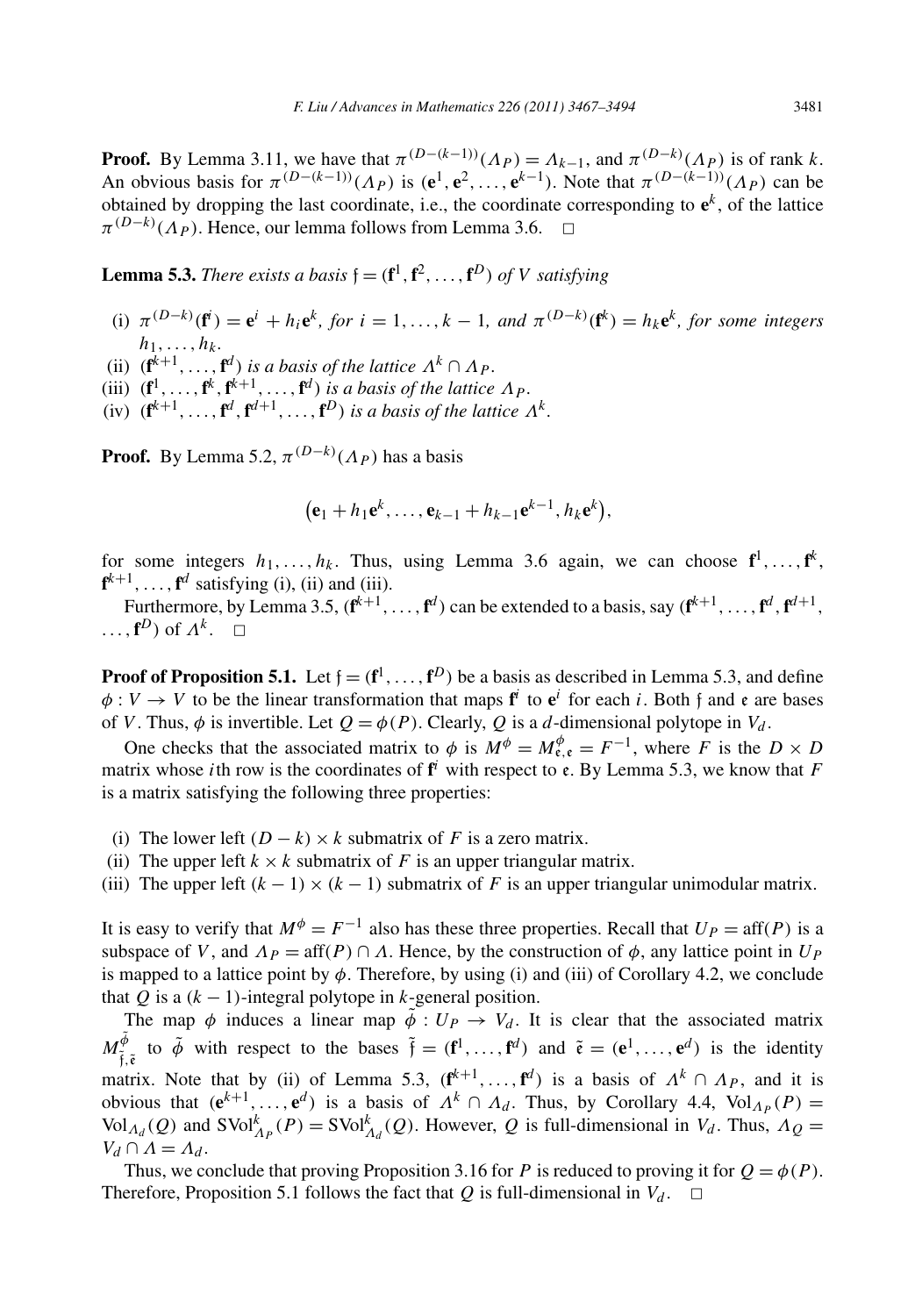**Proof.** By Lemma 3.11, we have that $\pi^{(D-(k-1))}(\Lambda_P) = \Lambda_{k-1}$, and $\pi^{(D-k)}(\Lambda_P)$ is of rank $k$. An obvious basis for $\pi^{(D-(k-1))}(\Lambda_P)$ is $(\mathbf{e}^1, \mathbf{e}^2, \ldots, \mathbf{e}^{k-1})$. Note that $\pi^{(D-(k-1))}(\Lambda_P)$ can be obtained by dropping the last coordinate, i.e., the coordinate corresponding to $\mathbf{e}^k$, of the lattice $\pi^{(D-k)}(\Lambda_P)$. Hence, our lemma follows from Lemma 3.6. $\square$

**Lemma 5.3.** *There exists a basis $\mathfrak{f} = (\mathbf{f}^1, \mathbf{f}^2, \ldots, \mathbf{f}^D)$ of $V$ satisfying*

- (i) $\pi^{(D-k)}(\mathbf{f}^i) = \mathbf{e}^i + h_i \mathbf{e}^k$, *for* $i = 1, \ldots, k-1$, *and* $\pi^{(D-k)}(\mathbf{f}^k) = h_k \mathbf{e}^k$, *for some integers* $h_1, \ldots, h_k$.
- (ii) $(\mathbf{f}^{k+1}, \ldots, \mathbf{f}^d)$ *is a basis of the lattice* $\Lambda^k \cap \Lambda_P$.
- (iii) $(\mathbf{f}^1, \ldots, \mathbf{f}^k, \mathbf{f}^{k+1}, \ldots, \mathbf{f}^d)$ *is a basis of the lattice* $\Lambda_P$.
- (iv) $(\mathbf{f}^{k+1}, \ldots, \mathbf{f}^d, \mathbf{f}^{d+1}, \ldots, \mathbf{f}^D)$ *is a basis of the lattice* $\Lambda^k$.

**Proof.** By Lemma 5.2, $\pi^{(D-k)}(\Lambda_P)$ has a basis

$$\left(\mathbf{e}_1 + h_1 \mathbf{e}^k, \ldots, \mathbf{e}_{k-1} + h_{k-1} \mathbf{e}^{k-1}, h_k \mathbf{e}^k\right),$$

for some integers $h_1, \ldots, h_k$. Thus, using Lemma 3.6 again, we can choose $\mathbf{f}^1, \ldots, \mathbf{f}^k$, $\mathbf{f}^{k+1}, \ldots, \mathbf{f}^d$ satisfying (i), (ii) and (iii).

Furthermore, by Lemma 3.5, $(\mathbf{f}^{k+1}, \ldots, \mathbf{f}^d)$ can be extended to a basis, say $(\mathbf{f}^{k+1}, \ldots, \mathbf{f}^d, \mathbf{f}^{d+1}, \ldots, \mathbf{f}^D)$ of $\Lambda^k$. $\square$

**Proof of Proposition 5.1.** Let $\mathfrak{f} = (\mathbf{f}^1, \ldots, \mathbf{f}^D)$ be a basis as described in Lemma 5.3, and define $\phi : V \to V$ to be the linear transformation that maps $\mathbf{f}^i$ to $\mathbf{e}^i$ for each $i$. Both $\mathfrak{f}$ and $\mathfrak{e}$ are bases of $V$. Thus, $\phi$ is invertible. Let $Q = \phi(P)$. Clearly, $Q$ is a $d$-dimensional polytope in $V_d$.

One checks that the associated matrix to $\phi$ is $M^\phi = M^\phi_{\mathfrak{e},\mathfrak{e}} = F^{-1}$, where $F$ is the $D \times D$ matrix whose $i$th row is the coordinates of $\mathbf{f}^i$ with respect to $\mathfrak{e}$. By Lemma 5.3, we know that $F$ is a matrix satisfying the following three properties:

- (i) The lower left $(D-k) \times k$ submatrix of $F$ is a zero matrix.
- (ii) The upper left $k \times k$ submatrix of $F$ is an upper triangular matrix.
- (iii) The upper left $(k-1) \times (k-1)$ submatrix of $F$ is an upper triangular unimodular matrix.

It is easy to verify that $M^\phi = F^{-1}$ also has these three properties. Recall that $U_P = \mathrm{aff}(P)$ is a subspace of $V$, and $\Lambda_P = \mathrm{aff}(P) \cap \Lambda$. Hence, by the construction of $\phi$, any lattice point in $U_P$ is mapped to a lattice point by $\phi$. Therefore, by using (i) and (iii) of Corollary 4.2, we conclude that $Q$ is a $(k-1)$-integral polytope in $k$-general position.

The map $\phi$ induces a linear map $\tilde{\phi} : U_P \to V_d$. It is clear that the associated matrix $M^{\tilde{\phi}}_{\tilde{\mathfrak{f}},\tilde{\mathfrak{e}}}$ to $\tilde{\phi}$ with respect to the bases $\tilde{\mathfrak{f}} = (\mathbf{f}^1, \ldots, \mathbf{f}^d)$ and $\tilde{\mathfrak{e}} = (\mathbf{e}^1, \ldots, \mathbf{e}^d)$ is the identity matrix. Note that by (ii) of Lemma 5.3, $(\mathbf{f}^{k+1}, \ldots, \mathbf{f}^d)$ is a basis of $\Lambda^k \cap \Lambda_P$, and it is obvious that $(\mathbf{e}^{k+1}, \ldots, \mathbf{e}^d)$ is a basis of $\Lambda^k \cap \Lambda_d$. Thus, by Corollary 4.4, $\mathrm{Vol}_{\Lambda_P}(P) = \mathrm{Vol}_{\Lambda_d}(Q)$ and $\mathrm{SVol}^k_{\Lambda_P}(P) = \mathrm{SVol}^k_{\Lambda_d}(Q)$. However, $Q$ is full-dimensional in $V_d$. Thus, $\Lambda_Q = V_d \cap \Lambda = \Lambda_d$.

Thus, we conclude that proving Proposition 3.16 for $P$ is reduced to proving it for $Q = \phi(P)$. Therefore, Proposition 5.1 follows the fact that $Q$ is full-dimensional in $V_d$. $\square$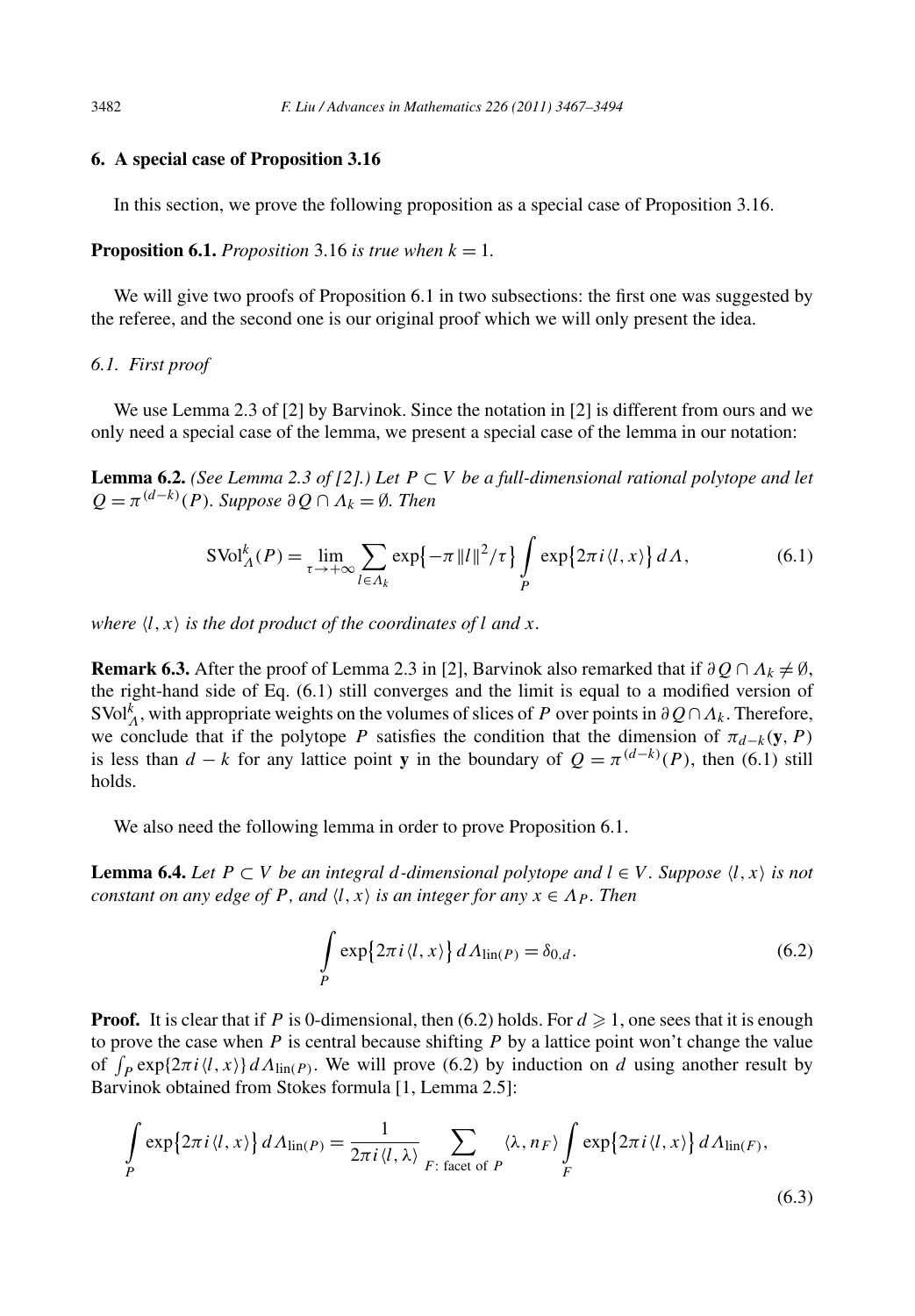## 6. A special case of Proposition 3.16

In this section, we prove the following proposition as a special case of Proposition 3.16.

**Proposition 6.1.** *Proposition* 3.16 *is true when* $k = 1$.

We will give two proofs of Proposition 6.1 in two subsections: the first one was suggested by the referee, and the second one is our original proof which we will only present the idea.

### 6.1. First proof

We use Lemma 2.3 of [2] by Barvinok. Since the notation in [2] is different from ours and we only need a special case of the lemma, we present a special case of the lemma in our notation:

**Lemma 6.2.** *(See Lemma 2.3 of [2].) Let $P \subset V$ be a full-dimensional rational polytope and let $Q = \pi^{(d-k)}(P)$. Suppose $\partial Q \cap \Lambda_k = \emptyset$. Then*

$$\mathrm{SVol}_{\Lambda}^{k}(P) = \lim_{\tau \to +\infty} \sum_{l \in \Lambda_k} \exp\{-\pi \|l\|^2/\tau\} \int_P \exp\{2\pi i \langle l, x\rangle\}\, d\Lambda, \tag{6.1}$$

*where $\langle l, x\rangle$ is the dot product of the coordinates of $l$ and $x$.*

**Remark 6.3.** After the proof of Lemma 2.3 in [2], Barvinok also remarked that if $\partial Q \cap \Lambda_k \neq \emptyset$, the right-hand side of Eq. (6.1) still converges and the limit is equal to a modified version of $\mathrm{SVol}_{\Lambda}^{k}$, with appropriate weights on the volumes of slices of $P$ over points in $\partial Q \cap \Lambda_k$. Therefore, we conclude that if the polytope $P$ satisfies the condition that the dimension of $\pi_{d-k}(\mathbf{y}, P)$ is less than $d - k$ for any lattice point $\mathbf{y}$ in the boundary of $Q = \pi^{(d-k)}(P)$, then (6.1) still holds.

We also need the following lemma in order to prove Proposition 6.1.

**Lemma 6.4.** *Let $P \subset V$ be an integral $d$-dimensional polytope and $l \in V$. Suppose $\langle l, x\rangle$ is not constant on any edge of $P$, and $\langle l, x\rangle$ is an integer for any $x \in \Lambda_P$. Then*

$$\int_P \exp\{2\pi i \langle l, x\rangle\}\, d\Lambda_{\mathrm{lin}(P)} = \delta_{0,d}. \tag{6.2}$$

**Proof.** It is clear that if $P$ is 0-dimensional, then (6.2) holds. For $d \geqslant 1$, one sees that it is enough to prove the case when $P$ is central because shifting $P$ by a lattice point won't change the value of $\int_P \exp\{2\pi i \langle l, x\rangle\}\, d\Lambda_{\mathrm{lin}(P)}$. We will prove (6.2) by induction on $d$ using another result by Barvinok obtained from Stokes formula [1, Lemma 2.5]:

$$\int_P \exp\{2\pi i \langle l, x\rangle\}\, d\Lambda_{\mathrm{lin}(P)} = \frac{1}{2\pi i \langle l, \lambda\rangle} \sum_{F:\ \text{facet of } P} \langle \lambda, n_F\rangle \int_F \exp\{2\pi i \langle l, x\rangle\}\, d\Lambda_{\mathrm{lin}(F)}, \tag{6.3}$$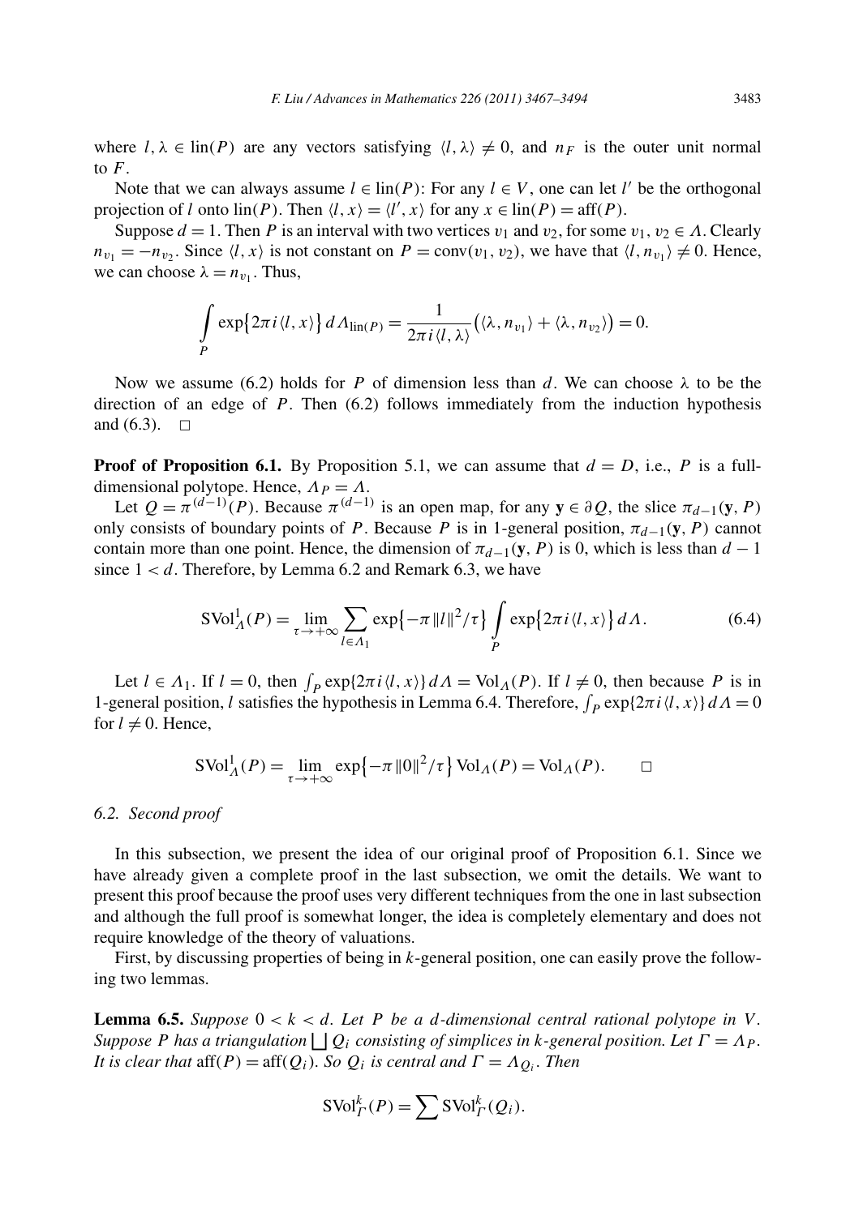where $l, \lambda \in \mathrm{lin}(P)$ are any vectors satisfying $\langle l, \lambda \rangle \neq 0$, and $n_F$ is the outer unit normal to $F$.

Note that we can always assume $l \in \mathrm{lin}(P)$: For any $l \in V$, one can let $l'$ be the orthogonal projection of $l$ onto $\mathrm{lin}(P)$. Then $\langle l, x \rangle = \langle l', x \rangle$ for any $x \in \mathrm{lin}(P) = \mathrm{aff}(P)$.

Suppose $d = 1$. Then $P$ is an interval with two vertices $v_1$ and $v_2$, for some $v_1, v_2 \in \Lambda$. Clearly $n_{v_1} = -n_{v_2}$. Since $\langle l, x \rangle$ is not constant on $P = \mathrm{conv}(v_1, v_2)$, we have that $\langle l, n_{v_1} \rangle \neq 0$. Hence, we can choose $\lambda = n_{v_1}$. Thus,

$$\int_P \exp\{2\pi i \langle l, x \rangle\} \, d\Lambda_{\mathrm{lin}(P)} = \frac{1}{2\pi i \langle l, \lambda \rangle} \big( \langle \lambda, n_{v_1} \rangle + \langle \lambda, n_{v_2} \rangle \big) = 0.$$

Now we assume (6.2) holds for $P$ of dimension less than $d$. We can choose $\lambda$ to be the direction of an edge of $P$. Then (6.2) follows immediately from the induction hypothesis and (6.3). $\square$

**Proof of Proposition 6.1.** By Proposition 5.1, we can assume that $d = D$, i.e., $P$ is a full-dimensional polytope. Hence, $\Lambda_P = \Lambda$.

Let $Q = \pi^{(d-1)}(P)$. Because $\pi^{(d-1)}$ is an open map, for any $\mathbf{y} \in \partial Q$, the slice $\pi_{d-1}(\mathbf{y}, P)$ only consists of boundary points of $P$. Because $P$ is in 1-general position, $\pi_{d-1}(\mathbf{y}, P)$ cannot contain more than one point. Hence, the dimension of $\pi_{d-1}(\mathbf{y}, P)$ is 0, which is less than $d-1$ since $1 < d$. Therefore, by Lemma 6.2 and Remark 6.3, we have

$$\mathrm{SVol}^1_\Lambda(P) = \lim_{\tau \to +\infty} \sum_{l \in \Lambda_1} \exp\{-\pi \|l\|^2/\tau\} \int_P \exp\{2\pi i \langle l, x \rangle\} \, d\Lambda. \tag{6.4}$$

Let $l \in \Lambda_1$. If $l = 0$, then $\int_P \exp\{2\pi i \langle l, x \rangle\} \, d\Lambda = \mathrm{Vol}_\Lambda(P)$. If $l \neq 0$, then because $P$ is in 1-general position, $l$ satisfies the hypothesis in Lemma 6.4. Therefore, $\int_P \exp\{2\pi i \langle l, x \rangle\} \, d\Lambda = 0$ for $l \neq 0$. Hence,

$$\mathrm{SVol}^1_\Lambda(P) = \lim_{\tau \to +\infty} \exp\{-\pi \|0\|^2/\tau\} \, \mathrm{Vol}_\Lambda(P) = \mathrm{Vol}_\Lambda(P). \qquad \square$$

### *6.2. Second proof*

In this subsection, we present the idea of our original proof of Proposition 6.1. Since we have already given a complete proof in the last subsection, we omit the details. We want to present this proof because the proof uses very different techniques from the one in last subsection and although the full proof is somewhat longer, the idea is completely elementary and does not require knowledge of the theory of valuations.

First, by discussing properties of being in $k$-general position, one can easily prove the following two lemmas.

**Lemma 6.5.** *Suppose $0 < k < d$. Let $P$ be a $d$-dimensional central rational polytope in $V$. Suppose $P$ has a triangulation $\bigsqcup Q_i$ consisting of simplices in $k$-general position. Let $\Gamma = \Lambda_P$. It is clear that $\mathrm{aff}(P) = \mathrm{aff}(Q_i)$. So $Q_i$ is central and $\Gamma = \Lambda_{Q_i}$. Then*

$$\mathrm{SVol}^k_\Gamma(P) = \sum \mathrm{SVol}^k_\Gamma(Q_i).$$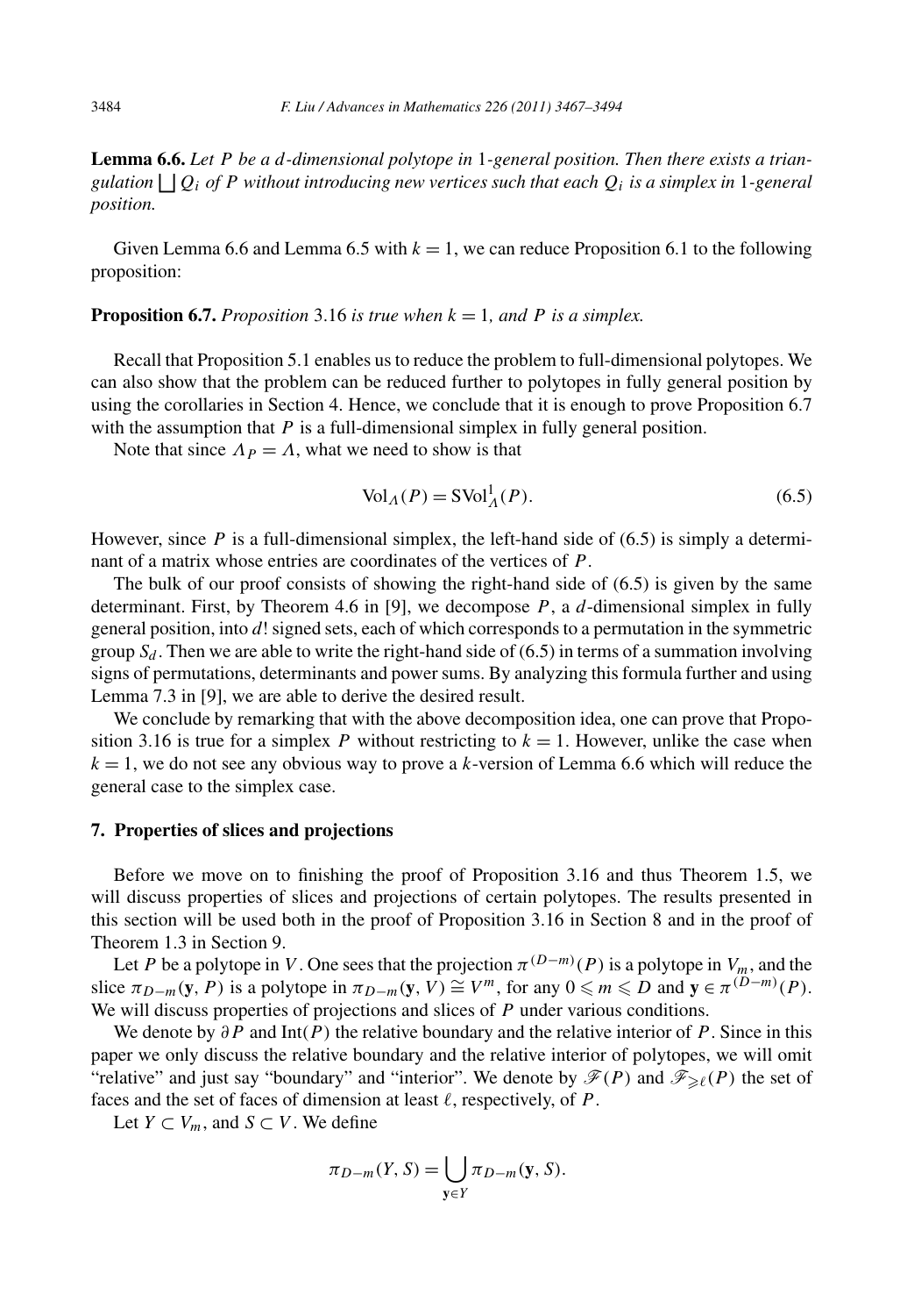**Lemma 6.6.** *Let $P$ be a $d$-dimensional polytope in* 1*-general position. Then there exists a triangulation $\bigsqcup Q_i$ of $P$ without introducing new vertices such that each $Q_i$ is a simplex in* 1*-general position.*

Given Lemma 6.6 and Lemma 6.5 with $k = 1$, we can reduce Proposition 6.1 to the following proposition:

**Proposition 6.7.** *Proposition* 3.16 *is true when $k = 1$, and $P$ is a simplex.*

Recall that Proposition 5.1 enables us to reduce the problem to full-dimensional polytopes. We can also show that the problem can be reduced further to polytopes in fully general position by using the corollaries in Section 4. Hence, we conclude that it is enough to prove Proposition 6.7 with the assumption that $P$ is a full-dimensional simplex in fully general position.

Note that since $\Lambda_P = \Lambda$, what we need to show is that

$$\mathrm{Vol}_\Lambda(P) = \mathrm{SVol}^1_\Lambda(P). \tag{6.5}$$

However, since $P$ is a full-dimensional simplex, the left-hand side of (6.5) is simply a determinant of a matrix whose entries are coordinates of the vertices of $P$.

The bulk of our proof consists of showing the right-hand side of (6.5) is given by the same determinant. First, by Theorem 4.6 in [9], we decompose $P$, a $d$-dimensional simplex in fully general position, into $d!$ signed sets, each of which corresponds to a permutation in the symmetric group $S_d$. Then we are able to write the right-hand side of (6.5) in terms of a summation involving signs of permutations, determinants and power sums. By analyzing this formula further and using Lemma 7.3 in [9], we are able to derive the desired result.

We conclude by remarking that with the above decomposition idea, one can prove that Proposition 3.16 is true for a simplex $P$ without restricting to $k = 1$. However, unlike the case when $k = 1$, we do not see any obvious way to prove a $k$-version of Lemma 6.6 which will reduce the general case to the simplex case.

## 7. Properties of slices and projections

Before we move on to finishing the proof of Proposition 3.16 and thus Theorem 1.5, we will discuss properties of slices and projections of certain polytopes. The results presented in this section will be used both in the proof of Proposition 3.16 in Section 8 and in the proof of Theorem 1.3 in Section 9.

Let $P$ be a polytope in $V$. One sees that the projection $\pi^{(D-m)}(P)$ is a polytope in $V_m$, and the slice $\pi_{D-m}(\mathbf{y}, P)$ is a polytope in $\pi_{D-m}(\mathbf{y}, V) \cong V^m$, for any $0 \leqslant m \leqslant D$ and $\mathbf{y} \in \pi^{(D-m)}(P)$. We will discuss properties of projections and slices of $P$ under various conditions.

We denote by $\partial P$ and $\mathrm{Int}(P)$ the relative boundary and the relative interior of $P$. Since in this paper we only discuss the relative boundary and the relative interior of polytopes, we will omit "relative" and just say "boundary" and "interior". We denote by $\mathscr{F}(P)$ and $\mathscr{F}_{\geqslant \ell}(P)$ the set of faces and the set of faces of dimension at least $\ell$, respectively, of $P$.

Let $Y \subset V_m$, and $S \subset V$. We define

$$\pi_{D-m}(Y, S) = \bigcup_{\mathbf{y} \in Y} \pi_{D-m}(\mathbf{y}, S).$$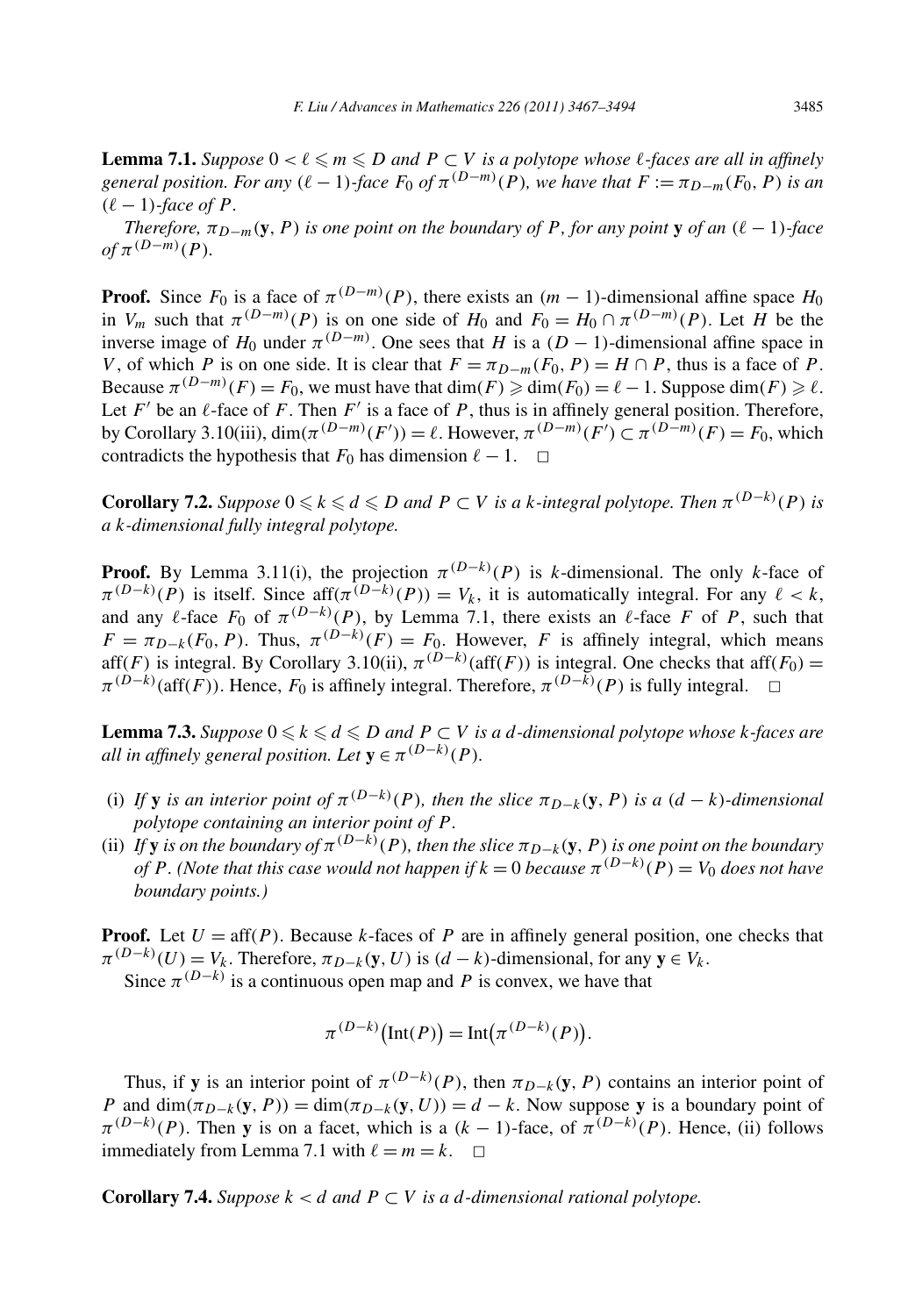**Lemma 7.1.** *Suppose $0 < \ell \leqslant m \leqslant D$ and $P \subset V$ is a polytope whose $\ell$-faces are all in affinely general position. For any $(\ell - 1)$-face $F_0$ of $\pi^{(D-m)}(P)$, we have that $F := \pi_{D-m}(F_0, P)$ is an $(\ell - 1)$-face of $P$.*

*Therefore, $\pi_{D-m}(\mathbf{y}, P)$ is one point on the boundary of $P$, for any point $\mathbf{y}$ of an $(\ell - 1)$-face of $\pi^{(D-m)}(P)$.*

**Proof.** Since $F_0$ is a face of $\pi^{(D-m)}(P)$, there exists an $(m-1)$-dimensional affine space $H_0$ in $V_m$ such that $\pi^{(D-m)}(P)$ is on one side of $H_0$ and $F_0 = H_0 \cap \pi^{(D-m)}(P)$. Let $H$ be the inverse image of $H_0$ under $\pi^{(D-m)}$. One sees that $H$ is a $(D-1)$-dimensional affine space in $V$, of which $P$ is on one side. It is clear that $F = \pi_{D-m}(F_0, P) = H \cap P$, thus is a face of $P$. Because $\pi^{(D-m)}(F) = F_0$, we must have that $\dim(F) \geqslant \dim(F_0) = \ell - 1$. Suppose $\dim(F) \geqslant \ell$. Let $F'$ be an $\ell$-face of $F$. Then $F'$ is a face of $P$, thus is in affinely general position. Therefore, by Corollary 3.10(iii), $\dim(\pi^{(D-m)}(F')) = \ell$. However, $\pi^{(D-m)}(F') \subset \pi^{(D-m)}(F) = F_0$, which contradicts the hypothesis that $F_0$ has dimension $\ell - 1$. $\square$

**Corollary 7.2.** *Suppose $0 \leqslant k \leqslant d \leqslant D$ and $P \subset V$ is a $k$-integral polytope. Then $\pi^{(D-k)}(P)$ is a $k$-dimensional fully integral polytope.*

**Proof.** By Lemma 3.11(i), the projection $\pi^{(D-k)}(P)$ is $k$-dimensional. The only $k$-face of $\pi^{(D-k)}(P)$ is itself. Since $\mathrm{aff}(\pi^{(D-k)}(P)) = V_k$, it is automatically integral. For any $\ell < k$, and any $\ell$-face $F_0$ of $\pi^{(D-k)}(P)$, by Lemma 7.1, there exists an $\ell$-face $F$ of $P$, such that $F = \pi_{D-k}(F_0, P)$. Thus, $\pi^{(D-k)}(F) = F_0$. However, $F$ is affinely integral, which means $\mathrm{aff}(F)$ is integral. By Corollary 3.10(ii), $\pi^{(D-k)}(\mathrm{aff}(F))$ is integral. One checks that $\mathrm{aff}(F_0) = \pi^{(D-k)}(\mathrm{aff}(F))$. Hence, $F_0$ is affinely integral. Therefore, $\pi^{(D-k)}(P)$ is fully integral. $\square$

**Lemma 7.3.** *Suppose $0 \leqslant k \leqslant d \leqslant D$ and $P \subset V$ is a $d$-dimensional polytope whose $k$-faces are all in affinely general position. Let $\mathbf{y} \in \pi^{(D-k)}(P)$.*

- (i) *If $\mathbf{y}$ is an interior point of $\pi^{(D-k)}(P)$, then the slice $\pi_{D-k}(\mathbf{y}, P)$ is a $(d-k)$-dimensional polytope containing an interior point of $P$.*
- (ii) *If $\mathbf{y}$ is on the boundary of $\pi^{(D-k)}(P)$, then the slice $\pi_{D-k}(\mathbf{y}, P)$ is one point on the boundary of $P$. (Note that this case would not happen if $k = 0$ because $\pi^{(D-k)}(P) = V_0$ does not have boundary points.)*

**Proof.** Let $U = \mathrm{aff}(P)$. Because $k$-faces of $P$ are in affinely general position, one checks that $\pi^{(D-k)}(U) = V_k$. Therefore, $\pi_{D-k}(\mathbf{y}, U)$ is $(d-k)$-dimensional, for any $\mathbf{y} \in V_k$.

Since $\pi^{(D-k)}$ is a continuous open map and $P$ is convex, we have that

$$\pi^{(D-k)}\big(\mathrm{Int}(P)\big) = \mathrm{Int}\big(\pi^{(D-k)}(P)\big).$$

Thus, if $\mathbf{y}$ is an interior point of $\pi^{(D-k)}(P)$, then $\pi_{D-k}(\mathbf{y}, P)$ contains an interior point of $P$ and $\dim(\pi_{D-k}(\mathbf{y}, P)) = \dim(\pi_{D-k}(\mathbf{y}, U)) = d - k$. Now suppose $\mathbf{y}$ is a boundary point of $\pi^{(D-k)}(P)$. Then $\mathbf{y}$ is on a facet, which is a $(k-1)$-face, of $\pi^{(D-k)}(P)$. Hence, (ii) follows immediately from Lemma 7.1 with $\ell = m = k$. $\square$

**Corollary 7.4.** *Suppose $k < d$ and $P \subset V$ is a $d$-dimensional rational polytope.*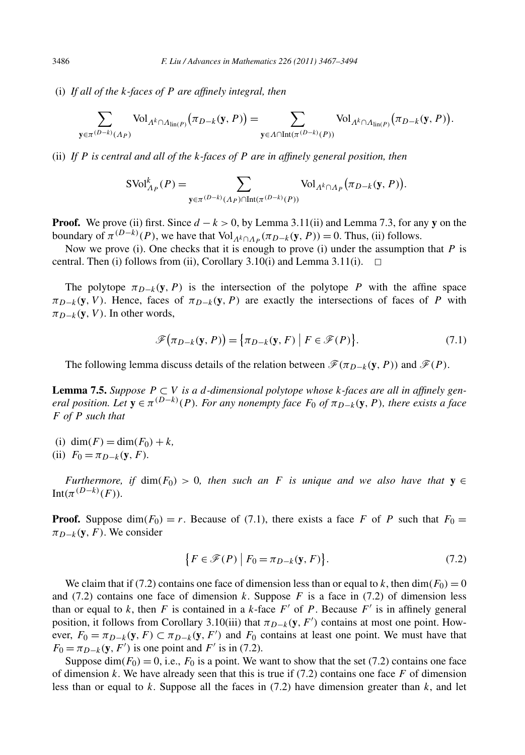(i) *If all of the $k$-faces of $P$ are affinely integral, then*

$$\sum_{\mathbf{y} \in \pi^{(D-k)}(\Lambda_P)} \mathrm{Vol}_{\Lambda^k \cap \Lambda_{\mathrm{lin}(P)}}\big(\pi_{D-k}(\mathbf{y}, P)\big) = \sum_{\mathbf{y} \in \Lambda \cap \mathrm{Int}(\pi^{(D-k)}(P))} \mathrm{Vol}_{\Lambda^k \cap \Lambda_{\mathrm{lin}(P)}}\big(\pi_{D-k}(\mathbf{y}, P)\big).$$

(ii) *If $P$ is central and all of the $k$-faces of $P$ are in affinely general position, then*

$$\mathrm{SVol}^k_{\Lambda_P}(P) = \sum_{\mathbf{y} \in \pi^{(D-k)}(\Lambda_P) \cap \mathrm{Int}(\pi^{(D-k)}(P))} \mathrm{Vol}_{\Lambda^k \cap \Lambda_P}\big(\pi_{D-k}(\mathbf{y}, P)\big).$$

**Proof.** We prove (ii) first. Since $d - k > 0$, by Lemma 3.11(ii) and Lemma 7.3, for any $\mathbf{y}$ on the boundary of $\pi^{(D-k)}(P)$, we have that $\mathrm{Vol}_{\Lambda^k \cap \Lambda_P}(\pi_{D-k}(\mathbf{y}, P)) = 0$. Thus, (ii) follows.

Now we prove (i). One checks that it is enough to prove (i) under the assumption that $P$ is central. Then (i) follows from (ii), Corollary 3.10(i) and Lemma 3.11(i). $\square$

The polytope $\pi_{D-k}(\mathbf{y}, P)$ is the intersection of the polytope $P$ with the affine space $\pi_{D-k}(\mathbf{y}, V)$. Hence, faces of $\pi_{D-k}(\mathbf{y}, P)$ are exactly the intersections of faces of $P$ with $\pi_{D-k}(\mathbf{y}, V)$. In other words,

$$\mathscr{F}\big(\pi_{D-k}(\mathbf{y}, P)\big) = \big\{\pi_{D-k}(\mathbf{y}, F) \,\big|\, F \in \mathscr{F}(P)\big\}. \tag{7.1}$$

The following lemma discuss details of the relation between $\mathscr{F}(\pi_{D-k}(\mathbf{y}, P))$ and $\mathscr{F}(P)$.

**Lemma 7.5.** *Suppose $P \subset V$ is a $d$-dimensional polytope whose $k$-faces are all in affinely general position. Let $\mathbf{y} \in \pi^{(D-k)}(P)$. For any nonempty face $F_0$ of $\pi_{D-k}(\mathbf{y}, P)$, there exists a face $F$ of $P$ such that*

(i) $\dim(F) = \dim(F_0) + k$,
(ii) $F_0 = \pi_{D-k}(\mathbf{y}, F)$.

*Furthermore, if $\dim(F_0) > 0$, then such an $F$ is unique and we also have that $\mathbf{y} \in \mathrm{Int}(\pi^{(D-k)}(F))$.*

**Proof.** Suppose $\dim(F_0) = r$. Because of (7.1), there exists a face $F$ of $P$ such that $F_0 = \pi_{D-k}(\mathbf{y}, F)$. We consider

$$\big\{F \in \mathscr{F}(P) \,\big|\, F_0 = \pi_{D-k}(\mathbf{y}, F)\big\}. \tag{7.2}$$

We claim that if (7.2) contains one face of dimension less than or equal to $k$, then $\dim(F_0) = 0$ and (7.2) contains one face of dimension $k$. Suppose $F$ is a face in (7.2) of dimension less than or equal to $k$, then $F$ is contained in a $k$-face $F'$ of $P$. Because $F'$ is in affinely general position, it follows from Corollary 3.10(iii) that $\pi_{D-k}(\mathbf{y}, F')$ contains at most one point. However, $F_0 = \pi_{D-k}(\mathbf{y}, F) \subset \pi_{D-k}(\mathbf{y}, F')$ and $F_0$ contains at least one point. We must have that $F_0 = \pi_{D-k}(\mathbf{y}, F')$ is one point and $F'$ is in (7.2).

Suppose $\dim(F_0) = 0$, i.e., $F_0$ is a point. We want to show that the set (7.2) contains one face of dimension $k$. We have already seen that this is true if (7.2) contains one face $F$ of dimension less than or equal to $k$. Suppose all the faces in (7.2) have dimension greater than $k$, and let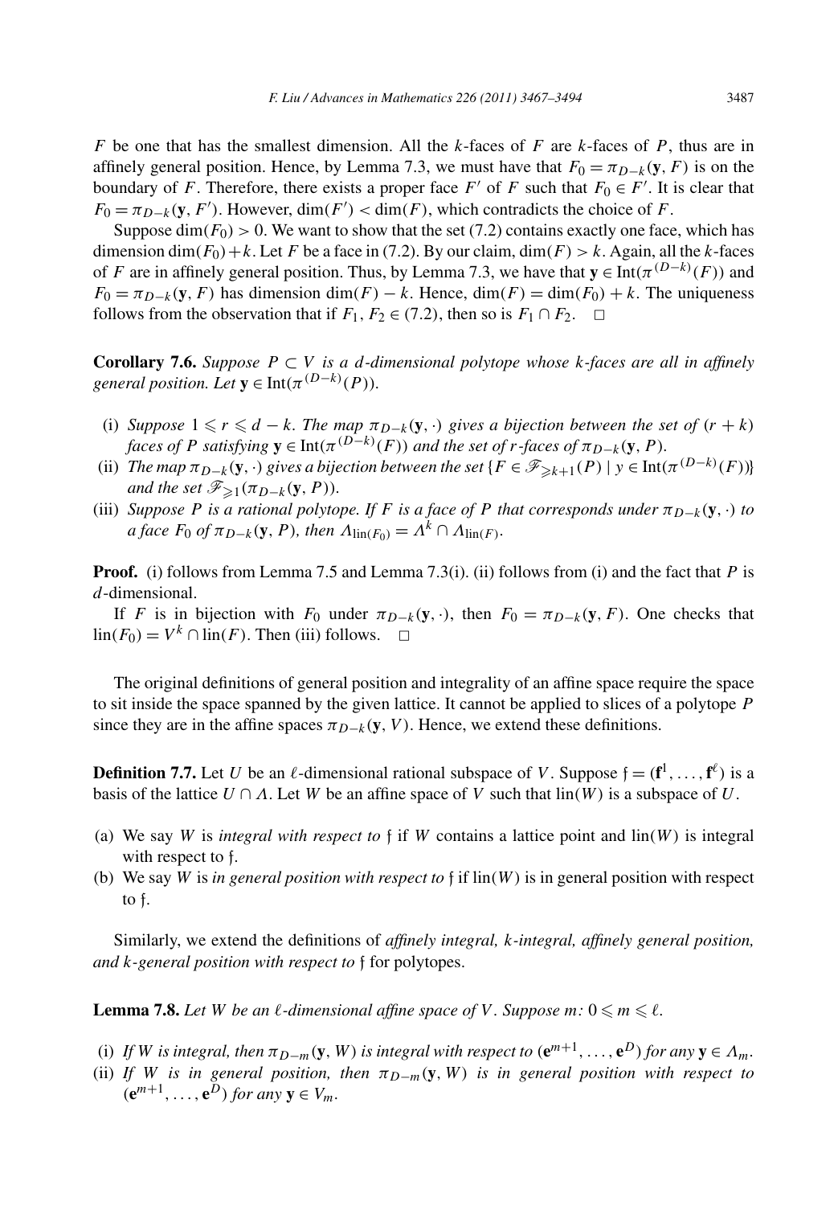$F$ be one that has the smallest dimension. All the $k$-faces of $F$ are $k$-faces of $P$, thus are in affinely general position. Hence, by Lemma 7.3, we must have that $F_0 = \pi_{D-k}(\mathbf{y}, F)$ is on the boundary of $F$. Therefore, there exists a proper face $F'$ of $F$ such that $F_0 \in F'$. It is clear that $F_0 = \pi_{D-k}(\mathbf{y}, F')$. However, $\dim(F') < \dim(F)$, which contradicts the choice of $F$.

Suppose $\dim(F_0) > 0$. We want to show that the set (7.2) contains exactly one face, which has dimension $\dim(F_0)+k$. Let $F$ be a face in (7.2). By our claim, $\dim(F) > k$. Again, all the $k$-faces of $F$ are in affinely general position. Thus, by Lemma 7.3, we have that $\mathbf{y} \in \operatorname{Int}(\pi^{(D-k)}(F))$ and $F_0 = \pi_{D-k}(\mathbf{y}, F)$ has dimension $\dim(F) - k$. Hence, $\dim(F) = \dim(F_0) + k$. The uniqueness follows from the observation that if $F_1, F_2 \in (7.2)$, then so is $F_1 \cap F_2$. $\square$

**Corollary 7.6.** *Suppose $P \subset V$ is a $d$-dimensional polytope whose $k$-faces are all in affinely general position. Let $\mathbf{y} \in \operatorname{Int}(\pi^{(D-k)}(P))$.*

(i) *Suppose $1 \leqslant r \leqslant d-k$. The map $\pi_{D-k}(\mathbf{y}, \cdot)$ gives a bijection between the set of $(r+k)$ faces of $P$ satisfying $\mathbf{y} \in \operatorname{Int}(\pi^{(D-k)}(F))$ and the set of $r$-faces of $\pi_{D-k}(\mathbf{y}, P)$.*
(ii) *The map $\pi_{D-k}(\mathbf{y}, \cdot)$ gives a bijection between the set $\{F \in \mathscr{F}_{\geqslant k+1}(P) \mid y \in \operatorname{Int}(\pi^{(D-k)}(F))\}$ and the set $\mathscr{F}_{\geqslant 1}(\pi_{D-k}(\mathbf{y}, P))$.*
(iii) *Suppose $P$ is a rational polytope. If $F$ is a face of $P$ that corresponds under $\pi_{D-k}(\mathbf{y}, \cdot)$ to a face $F_0$ of $\pi_{D-k}(\mathbf{y}, P)$, then $\Lambda_{\operatorname{lin}(F_0)} = \Lambda^k \cap \Lambda_{\operatorname{lin}(F)}$.*

**Proof.** (i) follows from Lemma 7.5 and Lemma 7.3(i). (ii) follows from (i) and the fact that $P$ is $d$-dimensional.

If $F$ is in bijection with $F_0$ under $\pi_{D-k}(\mathbf{y}, \cdot)$, then $F_0 = \pi_{D-k}(\mathbf{y}, F)$. One checks that $\operatorname{lin}(F_0) = V^k \cap \operatorname{lin}(F)$. Then (iii) follows. $\square$

The original definitions of general position and integrality of an affine space require the space to sit inside the space spanned by the given lattice. It cannot be applied to slices of a polytope $P$ since they are in the affine spaces $\pi_{D-k}(\mathbf{y}, V)$. Hence, we extend these definitions.

**Definition 7.7.** Let $U$ be an $\ell$-dimensional rational subspace of $V$. Suppose $\mathfrak{f} = (\mathbf{f}^1, \ldots, \mathbf{f}^\ell)$ is a basis of the lattice $U \cap \Lambda$. Let $W$ be an affine space of $V$ such that $\operatorname{lin}(W)$ is a subspace of $U$.

(a) We say $W$ is *integral with respect to* $\mathfrak{f}$ if $W$ contains a lattice point and $\operatorname{lin}(W)$ is integral with respect to $\mathfrak{f}$.
(b) We say $W$ is *in general position with respect to* $\mathfrak{f}$ if $\operatorname{lin}(W)$ is in general position with respect to $\mathfrak{f}$.

Similarly, we extend the definitions of *affinely integral, $k$-integral, affinely general position, and $k$-general position with respect to* $\mathfrak{f}$ for polytopes.

**Lemma 7.8.** *Let $W$ be an $\ell$-dimensional affine space of $V$. Suppose $m$: $0 \leqslant m \leqslant \ell$.*

(i) *If $W$ is integral, then $\pi_{D-m}(\mathbf{y}, W)$ is integral with respect to $(\mathbf{e}^{m+1}, \ldots, \mathbf{e}^D)$ for any $\mathbf{y} \in \Lambda_m$.*
(ii) *If $W$ is in general position, then $\pi_{D-m}(\mathbf{y}, W)$ is in general position with respect to $(\mathbf{e}^{m+1}, \ldots, \mathbf{e}^D)$ for any $\mathbf{y} \in V_m$.*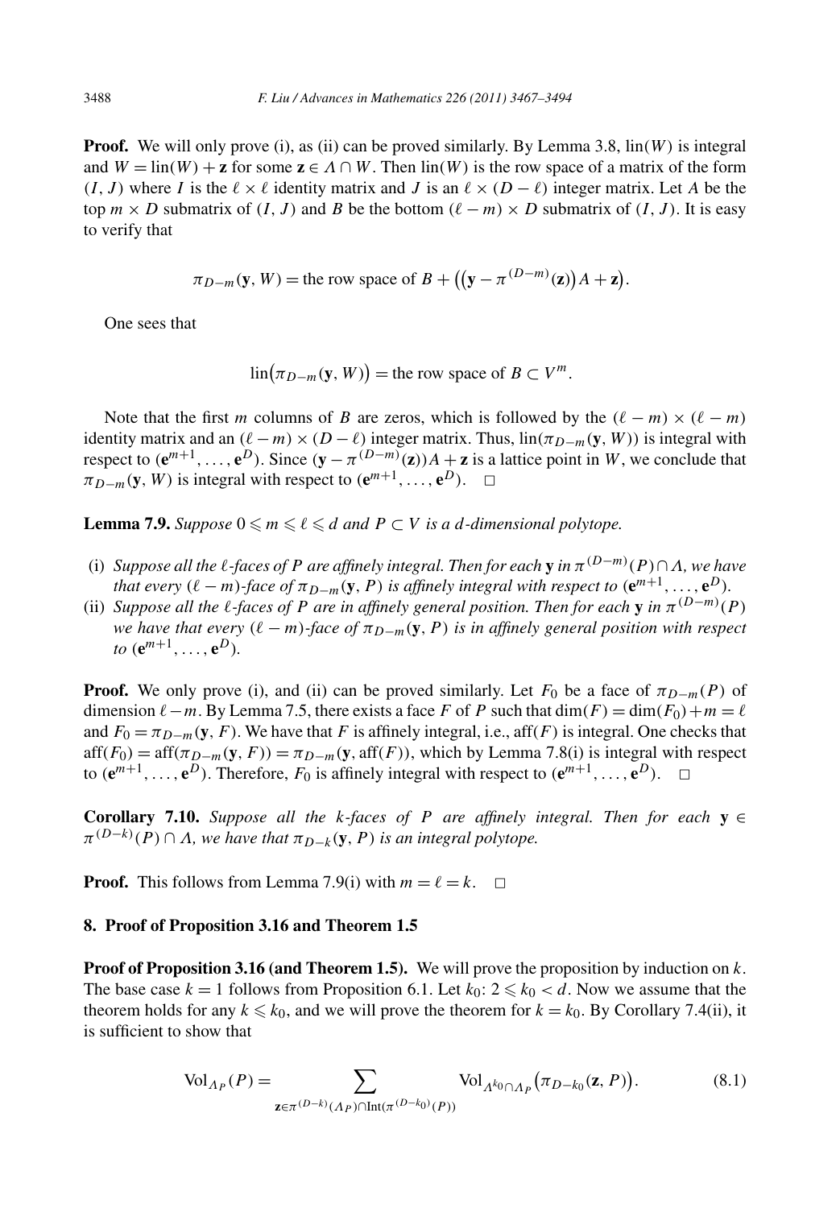**Proof.** We will only prove (i), as (ii) can be proved similarly. By Lemma 3.8, $\text{lin}(W)$ is integral and $W = \text{lin}(W) + \mathbf{z}$ for some $\mathbf{z} \in \Lambda \cap W$. Then $\text{lin}(W)$ is the row space of a matrix of the form $(I, J)$ where $I$ is the $\ell \times \ell$ identity matrix and $J$ is an $\ell \times (D - \ell)$ integer matrix. Let $A$ be the top $m \times D$ submatrix of $(I, J)$ and $B$ be the bottom $(\ell - m) \times D$ submatrix of $(I, J)$. It is easy to verify that

$$\pi_{D-m}(\mathbf{y}, W) = \text{the row space of } B + \big(\big(\mathbf{y} - \pi^{(D-m)}(\mathbf{z})\big)A + \mathbf{z}\big).$$

One sees that

$$\text{lin}\big(\pi_{D-m}(\mathbf{y}, W)\big) = \text{the row space of } B \subset V^m.$$

Note that the first $m$ columns of $B$ are zeros, which is followed by the $(\ell - m) \times (\ell - m)$ identity matrix and an $(\ell - m) \times (D - \ell)$ integer matrix. Thus, $\text{lin}(\pi_{D-m}(\mathbf{y}, W))$ is integral with respect to $(\mathbf{e}^{m+1}, \dots, \mathbf{e}^D)$. Since $(\mathbf{y} - \pi^{(D-m)}(\mathbf{z}))A + \mathbf{z}$ is a lattice point in $W$, we conclude that $\pi_{D-m}(\mathbf{y}, W)$ is integral with respect to $(\mathbf{e}^{m+1}, \dots, \mathbf{e}^D)$. $\square$

**Lemma 7.9.** *Suppose $0 \leqslant m \leqslant \ell \leqslant d$ and $P \subset V$ is a $d$-dimensional polytope.*

- (i) *Suppose all the $\ell$-faces of $P$ are affinely integral. Then for each $\mathbf{y}$ in $\pi^{(D-m)}(P) \cap \Lambda$, we have that every $(\ell - m)$-face of $\pi_{D-m}(\mathbf{y}, P)$ is affinely integral with respect to $(\mathbf{e}^{m+1}, \dots, \mathbf{e}^D)$.*
- (ii) *Suppose all the $\ell$-faces of $P$ are in affinely general position. Then for each $\mathbf{y}$ in $\pi^{(D-m)}(P)$ we have that every $(\ell - m)$-face of $\pi_{D-m}(\mathbf{y}, P)$ is in affinely general position with respect to $(\mathbf{e}^{m+1}, \dots, \mathbf{e}^D)$.*

**Proof.** We only prove (i), and (ii) can be proved similarly. Let $F_0$ be a face of $\pi_{D-m}(P)$ of dimension $\ell - m$. By Lemma 7.5, there exists a face $F$ of $P$ such that $\dim(F) = \dim(F_0) + m = \ell$ and $F_0 = \pi_{D-m}(\mathbf{y}, F)$. We have that $F$ is affinely integral, i.e., $\text{aff}(F)$ is integral. One checks that $\text{aff}(F_0) = \text{aff}(\pi_{D-m}(\mathbf{y}, F)) = \pi_{D-m}(\mathbf{y}, \text{aff}(F))$, which by Lemma 7.8(i) is integral with respect to $(\mathbf{e}^{m+1}, \dots, \mathbf{e}^D)$. Therefore, $F_0$ is affinely integral with respect to $(\mathbf{e}^{m+1}, \dots, \mathbf{e}^D)$. $\square$

**Corollary 7.10.** *Suppose all the $k$-faces of $P$ are affinely integral. Then for each $\mathbf{y} \in \pi^{(D-k)}(P) \cap \Lambda$, we have that $\pi_{D-k}(\mathbf{y}, P)$ is an integral polytope.*

**Proof.** This follows from Lemma 7.9(i) with $m = \ell = k$. $\square$

## 8. Proof of Proposition 3.16 and Theorem 1.5

**Proof of Proposition 3.16 (and Theorem 1.5).** We will prove the proposition by induction on $k$. The base case $k = 1$ follows from Proposition 6.1. Let $k_0$: $2 \leqslant k_0 < d$. Now we assume that the theorem holds for any $k \leqslant k_0$, and we will prove the theorem for $k = k_0$. By Corollary 7.4(ii), it is sufficient to show that

$$\text{Vol}_{\Lambda_P}(P) = \sum_{\mathbf{z} \in \pi^{(D-k)}(\Lambda_P) \cap \text{Int}(\pi^{(D-k_0)}(P))} \text{Vol}_{\Lambda^{k_0} \cap \Lambda_P}\big(\pi_{D-k_0}(\mathbf{z}, P)\big). \tag{8.1}$$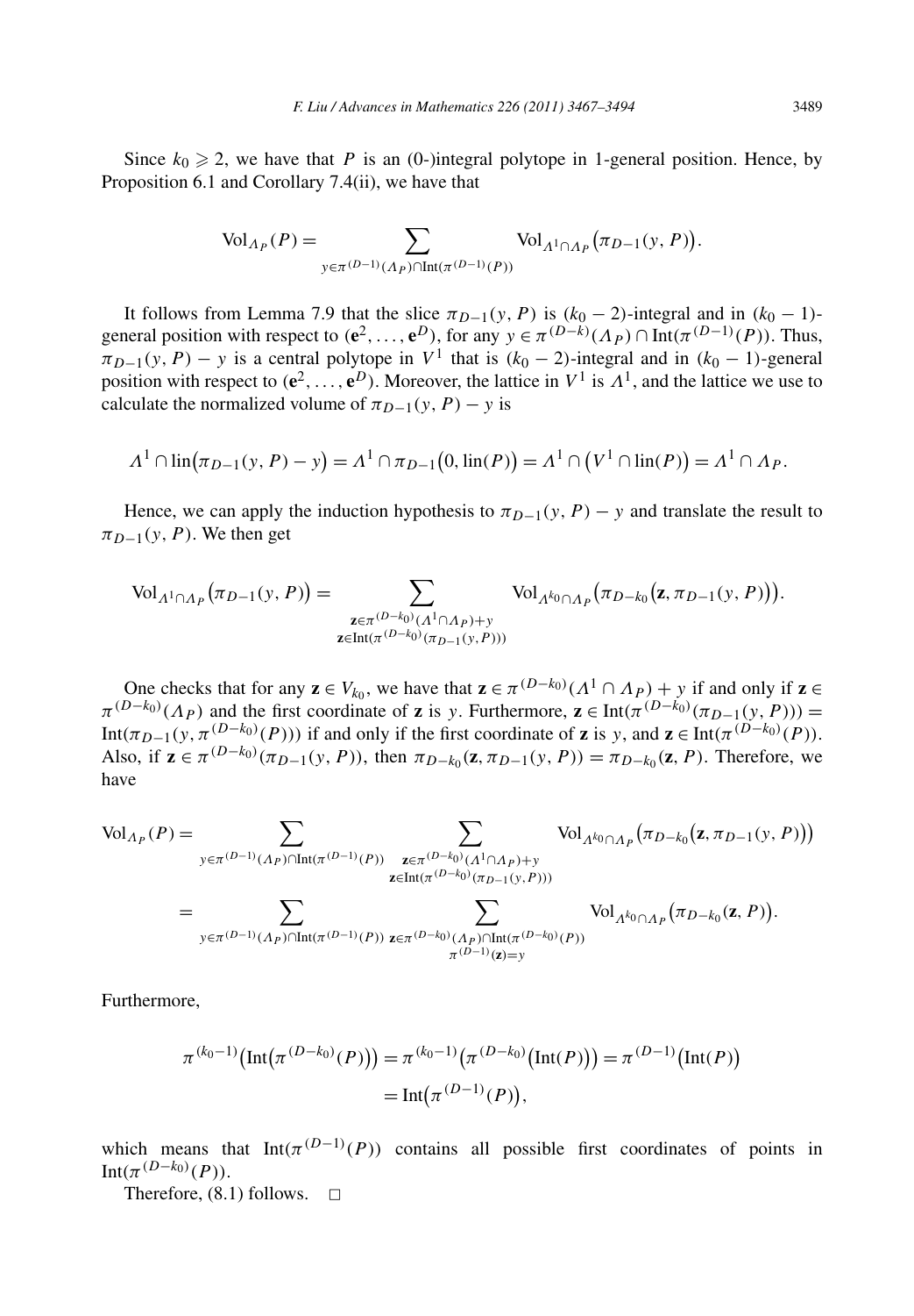Since $k_0 \geqslant 2$, we have that $P$ is an (0-)integral polytope in 1-general position. Hence, by Proposition 6.1 and Corollary 7.4(ii), we have that

$$\mathrm{Vol}_{\Lambda_P}(P) = \sum_{y \in \pi^{(D-1)}(\Lambda_P) \cap \mathrm{Int}(\pi^{(D-1)}(P))} \mathrm{Vol}_{\Lambda^1 \cap \Lambda_P}\big(\pi_{D-1}(y, P)\big).$$

It follows from Lemma 7.9 that the slice $\pi_{D-1}(y, P)$ is $(k_0 - 2)$-integral and in $(k_0 - 1)$-general position with respect to $(\mathbf{e}^2, \ldots, \mathbf{e}^D)$, for any $y \in \pi^{(D-k)}(\Lambda_P) \cap \mathrm{Int}(\pi^{(D-1)}(P))$. Thus, $\pi_{D-1}(y, P) - y$ is a central polytope in $V^1$ that is $(k_0 - 2)$-integral and in $(k_0 - 1)$-general position with respect to $(\mathbf{e}^2, \ldots, \mathbf{e}^D)$. Moreover, the lattice in $V^1$ is $\Lambda^1$, and the lattice we use to calculate the normalized volume of $\pi_{D-1}(y, P) - y$ is

$$\Lambda^1 \cap \mathrm{lin}\big(\pi_{D-1}(y, P) - y\big) = \Lambda^1 \cap \pi_{D-1}\big(0, \mathrm{lin}(P)\big) = \Lambda^1 \cap \big(V^1 \cap \mathrm{lin}(P)\big) = \Lambda^1 \cap \Lambda_P.$$

Hence, we can apply the induction hypothesis to $\pi_{D-1}(y, P) - y$ and translate the result to $\pi_{D-1}(y, P)$. We then get

$$\mathrm{Vol}_{\Lambda^1 \cap \Lambda_P}\big(\pi_{D-1}(y, P)\big) = \sum_{\substack{\mathbf{z} \in \pi^{(D-k_0)}(\Lambda^1 \cap \Lambda_P) + y \\ \mathbf{z} \in \mathrm{Int}(\pi^{(D-k_0)}(\pi_{D-1}(y, P)))}} \mathrm{Vol}_{\Lambda^{k_0} \cap \Lambda_P}\big(\pi_{D-k_0}\big(\mathbf{z}, \pi_{D-1}(y, P)\big)\big).$$

One checks that for any $\mathbf{z} \in V_{k_0}$, we have that $\mathbf{z} \in \pi^{(D-k_0)}(\Lambda^1 \cap \Lambda_P) + y$ if and only if $\mathbf{z} \in \pi^{(D-k_0)}(\Lambda_P)$ and the first coordinate of $\mathbf{z}$ is $y$. Furthermore, $\mathbf{z} \in \mathrm{Int}(\pi^{(D-k_0)}(\pi_{D-1}(y, P))) = \mathrm{Int}(\pi_{D-1}(y, \pi^{(D-k_0)}(P)))$ if and only if the first coordinate of $\mathbf{z}$ is $y$, and $\mathbf{z} \in \mathrm{Int}(\pi^{(D-k_0)}(P))$. Also, if $\mathbf{z} \in \pi^{(D-k_0)}(\pi_{D-1}(y, P))$, then $\pi_{D-k_0}(\mathbf{z}, \pi_{D-1}(y, P)) = \pi_{D-k_0}(\mathbf{z}, P)$. Therefore, we have

$$\begin{aligned}
\mathrm{Vol}_{\Lambda_P}(P) &= \sum_{y \in \pi^{(D-1)}(\Lambda_P) \cap \mathrm{Int}(\pi^{(D-1)}(P))} \sum_{\substack{\mathbf{z} \in \pi^{(D-k_0)}(\Lambda^1 \cap \Lambda_P) + y \\ \mathbf{z} \in \mathrm{Int}(\pi^{(D-k_0)}(\pi_{D-1}(y, P)))}} \mathrm{Vol}_{\Lambda^{k_0} \cap \Lambda_P}\big(\pi_{D-k_0}\big(\mathbf{z}, \pi_{D-1}(y, P)\big)\big) \\
&= \sum_{y \in \pi^{(D-1)}(\Lambda_P) \cap \mathrm{Int}(\pi^{(D-1)}(P))} \sum_{\substack{\mathbf{z} \in \pi^{(D-k_0)}(\Lambda_P) \cap \mathrm{Int}(\pi^{(D-k_0)}(P)) \\ \pi^{(D-1)}(\mathbf{z}) = y}} \mathrm{Vol}_{\Lambda^{k_0} \cap \Lambda_P}\big(\pi_{D-k_0}(\mathbf{z}, P)\big).
\end{aligned}$$

Furthermore,

$$\begin{aligned}
\pi^{(k_0-1)}\big(\mathrm{Int}\big(\pi^{(D-k_0)}(P)\big)\big) &= \pi^{(k_0-1)}\big(\pi^{(D-k_0)}\big(\mathrm{Int}(P)\big)\big) = \pi^{(D-1)}\big(\mathrm{Int}(P)\big) \\
&= \mathrm{Int}\big(\pi^{(D-1)}(P)\big),
\end{aligned}$$

which means that $\mathrm{Int}(\pi^{(D-1)}(P))$ contains all possible first coordinates of points in $\mathrm{Int}(\pi^{(D-k_0)}(P))$.

Therefore, (8.1) follows. $\square$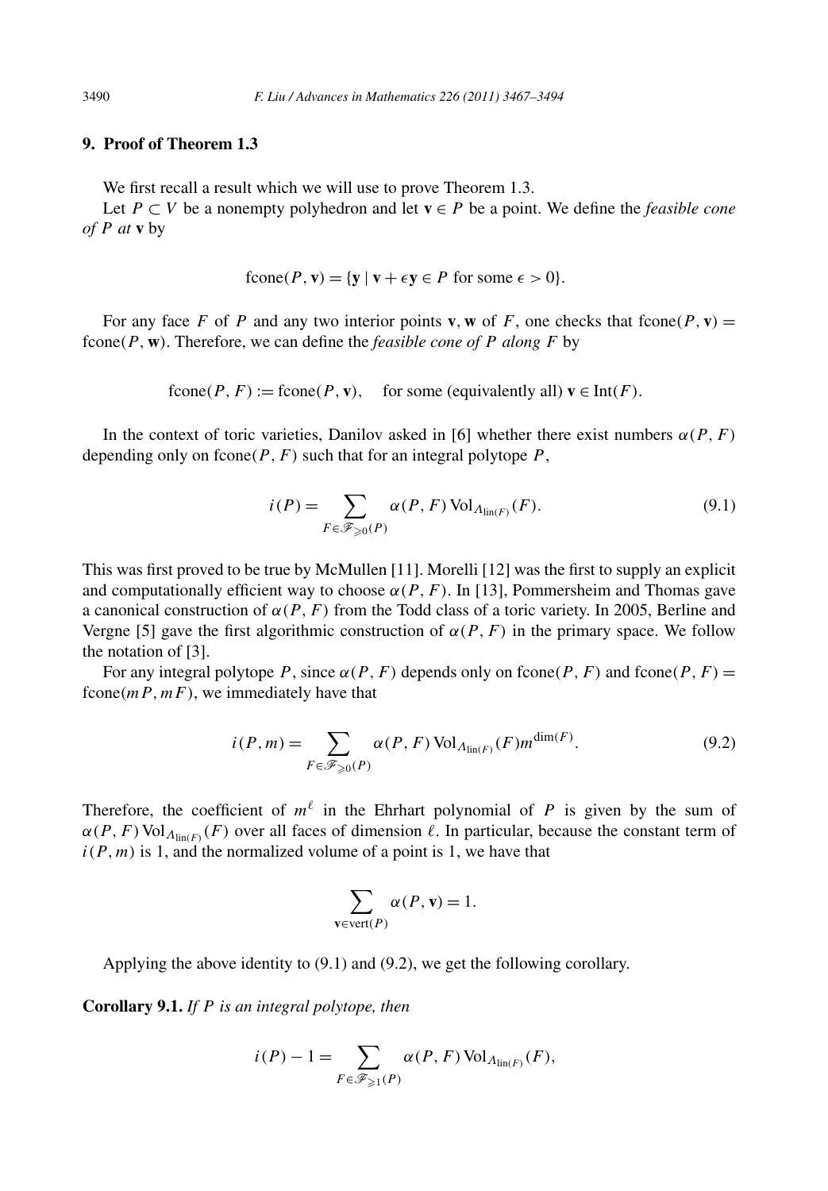## 9. Proof of Theorem 1.3

We first recall a result which we will use to prove Theorem 1.3.

Let $P \subset V$ be a nonempty polyhedron and let $\mathbf{v} \in P$ be a point. We define the *feasible cone of $P$ at* $\mathbf{v}$ by

$$\text{fcone}(P, \mathbf{v}) = \{\mathbf{y} \mid \mathbf{v} + \epsilon \mathbf{y} \in P \text{ for some } \epsilon > 0\}.$$

For any face $F$ of $P$ and any two interior points $\mathbf{v}, \mathbf{w}$ of $F$, one checks that $\text{fcone}(P, \mathbf{v}) = \text{fcone}(P, \mathbf{w})$. Therefore, we can define the *feasible cone of $P$ along $F$* by

$$\text{fcone}(P, F) := \text{fcone}(P, \mathbf{v}), \quad \text{for some (equivalently all) } \mathbf{v} \in \text{Int}(F).$$

In the context of toric varieties, Danilov asked in [6] whether there exist numbers $\alpha(P, F)$ depending only on $\text{fcone}(P, F)$ such that for an integral polytope $P$,

$$i(P) = \sum_{F \in \mathscr{F}_{\geqslant 0}(P)} \alpha(P, F) \operatorname{Vol}_{\Lambda_{\text{lin}(F)}}(F). \tag{9.1}$$

This was first proved to be true by McMullen [11]. Morelli [12] was the first to supply an explicit and computationally efficient way to choose $\alpha(P, F)$. In [13], Pommersheim and Thomas gave a canonical construction of $\alpha(P, F)$ from the Todd class of a toric variety. In 2005, Berline and Vergne [5] gave the first algorithmic construction of $\alpha(P, F)$ in the primary space. We follow the notation of [3].

For any integral polytope $P$, since $\alpha(P, F)$ depends only on $\text{fcone}(P, F)$ and $\text{fcone}(P, F) = \text{fcone}(mP, mF)$, we immediately have that

$$i(P, m) = \sum_{F \in \mathscr{F}_{\geqslant 0}(P)} \alpha(P, F) \operatorname{Vol}_{\Lambda_{\text{lin}(F)}}(F) m^{\dim(F)}. \tag{9.2}$$

Therefore, the coefficient of $m^\ell$ in the Ehrhart polynomial of $P$ is given by the sum of $\alpha(P, F) \operatorname{Vol}_{\Lambda_{\text{lin}(F)}}(F)$ over all faces of dimension $\ell$. In particular, because the constant term of $i(P, m)$ is 1, and the normalized volume of a point is 1, we have that

$$\sum_{\mathbf{v} \in \text{vert}(P)} \alpha(P, \mathbf{v}) = 1.$$

Applying the above identity to (9.1) and (9.2), we get the following corollary.

**Corollary 9.1.** *If $P$ is an integral polytope, then*

$$i(P) - 1 = \sum_{F \in \mathscr{F}_{\geqslant 1}(P)} \alpha(P, F) \operatorname{Vol}_{\Lambda_{\text{lin}(F)}}(F),$$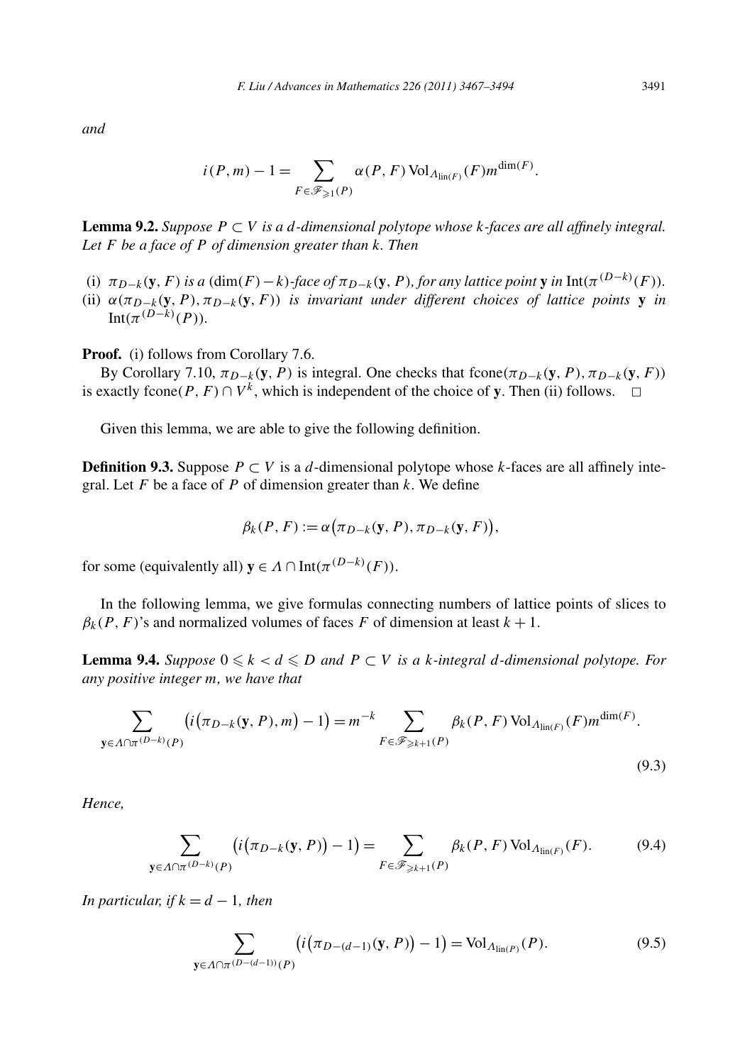*and*

$$i(P,m) - 1 = \sum_{F \in \mathscr{F}_{\geqslant 1}(P)} \alpha(P,F)\operatorname{Vol}_{\Lambda_{\operatorname{lin}(F)}}(F) m^{\dim(F)}.$$

**Lemma 9.2.** *Suppose $P \subset V$ is a $d$-dimensional polytope whose $k$-faces are all affinely integral. Let $F$ be a face of $P$ of dimension greater than $k$. Then*

(i) *$\pi_{D-k}(\mathbf{y}, F)$ is a $(\dim(F) - k)$-face of $\pi_{D-k}(\mathbf{y}, P)$, for any lattice point $\mathbf{y}$ in $\operatorname{Int}(\pi^{(D-k)}(F))$.*
(ii) *$\alpha(\pi_{D-k}(\mathbf{y}, P), \pi_{D-k}(\mathbf{y}, F))$ is invariant under different choices of lattice points $\mathbf{y}$ in $\operatorname{Int}(\pi^{(D-k)}(P))$.*

**Proof.** (i) follows from Corollary 7.6.

By Corollary 7.10, $\pi_{D-k}(\mathbf{y}, P)$ is integral. One checks that $\operatorname{fcone}(\pi_{D-k}(\mathbf{y}, P), \pi_{D-k}(\mathbf{y}, F))$ is exactly $\operatorname{fcone}(P, F) \cap V^k$, which is independent of the choice of $\mathbf{y}$. Then (ii) follows. $\square$

Given this lemma, we are able to give the following definition.

**Definition 9.3.** Suppose $P \subset V$ is a $d$-dimensional polytope whose $k$-faces are all affinely integral. Let $F$ be a face of $P$ of dimension greater than $k$. We define

$$\beta_k(P,F) := \alpha\big(\pi_{D-k}(\mathbf{y}, P), \pi_{D-k}(\mathbf{y}, F)\big),$$

for some (equivalently all) $\mathbf{y} \in \Lambda \cap \operatorname{Int}(\pi^{(D-k)}(F))$.

In the following lemma, we give formulas connecting numbers of lattice points of slices to $\beta_k(P,F)$'s and normalized volumes of faces $F$ of dimension at least $k+1$.

**Lemma 9.4.** *Suppose $0 \leqslant k < d \leqslant D$ and $P \subset V$ is a $k$-integral $d$-dimensional polytope. For any positive integer $m$, we have that*

$$\sum_{\mathbf{y} \in \Lambda \cap \pi^{(D-k)}(P)} \big(i\big(\pi_{D-k}(\mathbf{y}, P), m\big) - 1\big) = m^{-k} \sum_{F \in \mathscr{F}_{\geqslant k+1}(P)} \beta_k(P,F)\operatorname{Vol}_{\Lambda_{\operatorname{lin}(F)}}(F) m^{\dim(F)}. \tag{9.3}$$

*Hence,*

$$\sum_{\mathbf{y} \in \Lambda \cap \pi^{(D-k)}(P)} \big(i\big(\pi_{D-k}(\mathbf{y}, P)\big) - 1\big) = \sum_{F \in \mathscr{F}_{\geqslant k+1}(P)} \beta_k(P,F)\operatorname{Vol}_{\Lambda_{\operatorname{lin}(F)}}(F). \tag{9.4}$$

*In particular, if $k = d-1$, then*

$$\sum_{\mathbf{y} \in \Lambda \cap \pi^{(D-(d-1))}(P)} \big(i\big(\pi_{D-(d-1)}(\mathbf{y}, P)\big) - 1\big) = \operatorname{Vol}_{\Lambda_{\operatorname{lin}(P)}}(P). \tag{9.5}$$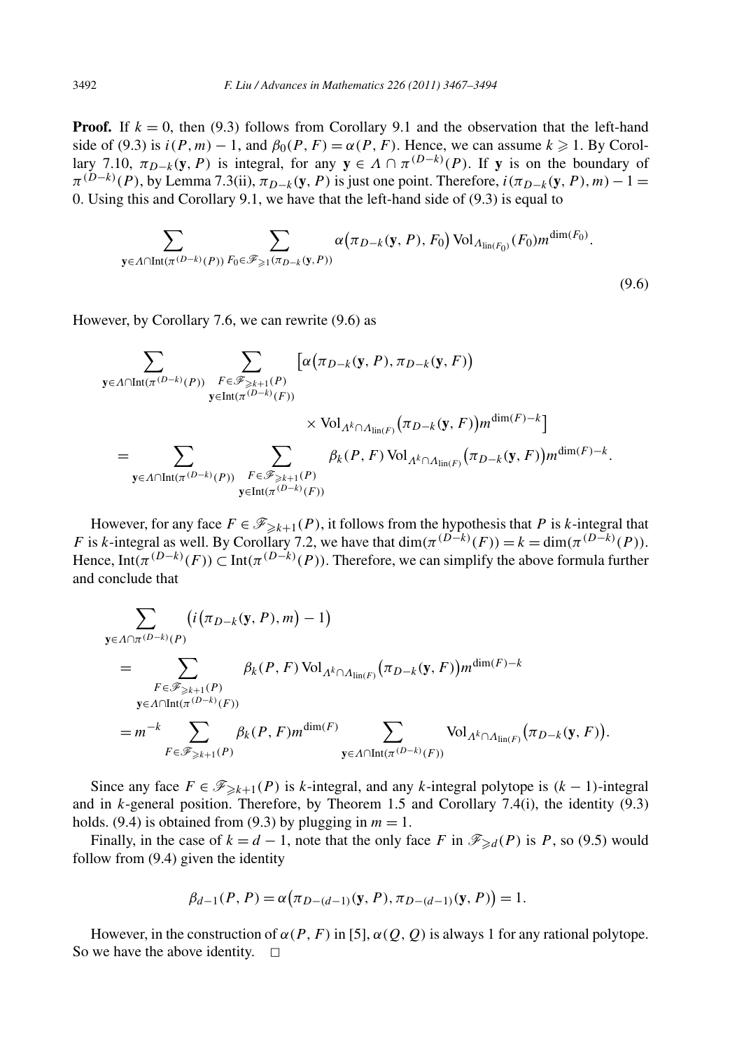**Proof.** If $k = 0$, then (9.3) follows from Corollary 9.1 and the observation that the left-hand side of (9.3) is $i(P, m) - 1$, and $\beta_0(P, F) = \alpha(P, F)$. Hence, we can assume $k \geqslant 1$. By Corollary 7.10, $\pi_{D-k}(\mathbf{y}, P)$ is integral, for any $\mathbf{y} \in \Lambda \cap \pi^{(D-k)}(P)$. If $\mathbf{y}$ is on the boundary of $\pi^{(D-k)}(P)$, by Lemma 7.3(ii), $\pi_{D-k}(\mathbf{y}, P)$ is just one point. Therefore, $i(\pi_{D-k}(\mathbf{y}, P), m) - 1 = 0$. Using this and Corollary 9.1, we have that the left-hand side of (9.3) is equal to

$$\sum_{\mathbf{y} \in \Lambda \cap \operatorname{Int}(\pi^{(D-k)}(P))} \sum_{F_0 \in \mathscr{F}_{\geqslant 1}(\pi_{D-k}(\mathbf{y}, P))} \alpha\big(\pi_{D-k}(\mathbf{y}, P), F_0\big) \operatorname{Vol}_{\Lambda_{\operatorname{lin}(F_0)}}(F_0) m^{\dim(F_0)}. \tag{9.6}$$

However, by Corollary 7.6, we can rewrite (9.6) as

$$\begin{aligned}
&\sum_{\mathbf{y} \in \Lambda \cap \operatorname{Int}(\pi^{(D-k)}(P))} \sum_{\substack{F \in \mathscr{F}_{\geqslant k+1}(P) \\ \mathbf{y} \in \operatorname{Int}(\pi^{(D-k)}(F))}} \Big[\alpha\big(\pi_{D-k}(\mathbf{y}, P), \pi_{D-k}(\mathbf{y}, F)\big) \\
&\qquad\qquad \times \operatorname{Vol}_{\Lambda^k \cap \Lambda_{\operatorname{lin}(F)}}\big(\pi_{D-k}(\mathbf{y}, F)\big) m^{\dim(F)-k}\Big] \\
&= \sum_{\mathbf{y} \in \Lambda \cap \operatorname{Int}(\pi^{(D-k)}(P))} \sum_{\substack{F \in \mathscr{F}_{\geqslant k+1}(P) \\ \mathbf{y} \in \operatorname{Int}(\pi^{(D-k)}(F))}} \beta_k(P, F) \operatorname{Vol}_{\Lambda^k \cap \Lambda_{\operatorname{lin}(F)}}\big(\pi_{D-k}(\mathbf{y}, F)\big) m^{\dim(F)-k}.
\end{aligned}$$

However, for any face $F \in \mathscr{F}_{\geqslant k+1}(P)$, it follows from the hypothesis that $P$ is $k$-integral that $F$ is $k$-integral as well. By Corollary 7.2, we have that $\dim(\pi^{(D-k)}(F)) = k = \dim(\pi^{(D-k)}(P))$. Hence, $\operatorname{Int}(\pi^{(D-k)}(F)) \subset \operatorname{Int}(\pi^{(D-k)}(P))$. Therefore, we can simplify the above formula further and conclude that

$$\begin{aligned}
&\sum_{\mathbf{y} \in \Lambda \cap \pi^{(D-k)}(P)} \big(i\big(\pi_{D-k}(\mathbf{y}, P), m\big) - 1\big) \\
&= \sum_{\substack{F \in \mathscr{F}_{\geqslant k+1}(P) \\ \mathbf{y} \in \Lambda \cap \operatorname{Int}(\pi^{(D-k)}(F))}} \beta_k(P, F) \operatorname{Vol}_{\Lambda^k \cap \Lambda_{\operatorname{lin}(F)}}\big(\pi_{D-k}(\mathbf{y}, F)\big) m^{\dim(F)-k} \\
&= m^{-k} \sum_{F \in \mathscr{F}_{\geqslant k+1}(P)} \beta_k(P, F) m^{\dim(F)} \sum_{\mathbf{y} \in \Lambda \cap \operatorname{Int}(\pi^{(D-k)}(F))} \operatorname{Vol}_{\Lambda^k \cap \Lambda_{\operatorname{lin}(F)}}\big(\pi_{D-k}(\mathbf{y}, F)\big).
\end{aligned}$$

Since any face $F \in \mathscr{F}_{\geqslant k+1}(P)$ is $k$-integral, and any $k$-integral polytope is $(k-1)$-integral and in $k$-general position. Therefore, by Theorem 1.5 and Corollary 7.4(i), the identity (9.3) holds. (9.4) is obtained from (9.3) by plugging in $m = 1$.

Finally, in the case of $k = d - 1$, note that the only face $F$ in $\mathscr{F}_{\geqslant d}(P)$ is $P$, so (9.5) would follow from (9.4) given the identity

$$\beta_{d-1}(P, P) = \alpha\big(\pi_{D-(d-1)}(\mathbf{y}, P), \pi_{D-(d-1)}(\mathbf{y}, P)\big) = 1.$$

However, in the construction of $\alpha(P, F)$ in [5], $\alpha(Q, Q)$ is always 1 for any rational polytope. So we have the above identity. $\square$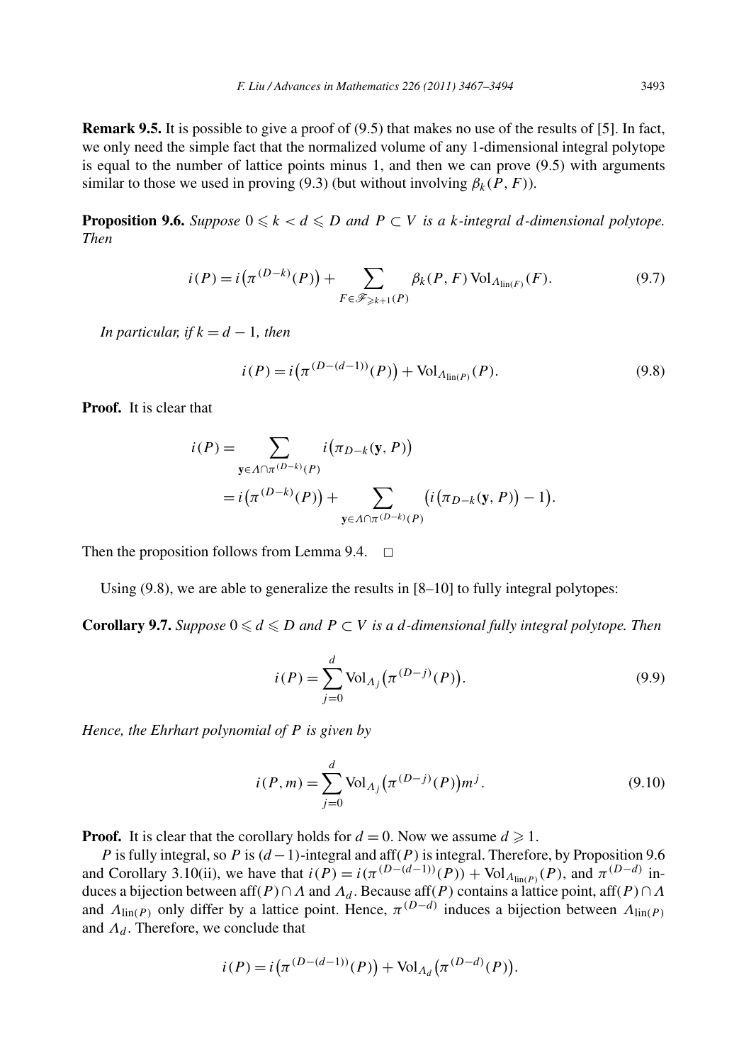**Remark 9.5.** It is possible to give a proof of (9.5) that makes no use of the results of [5]. In fact, we only need the simple fact that the normalized volume of any 1-dimensional integral polytope is equal to the number of lattice points minus 1, and then we can prove (9.5) with arguments similar to those we used in proving (9.3) (but without involving $\beta_k(P, F)$).

**Proposition 9.6.** *Suppose $0 \leqslant k < d \leqslant D$ and $P \subset V$ is a $k$-integral $d$-dimensional polytope. Then*

$$i(P) = i\bigl(\pi^{(D-k)}(P)\bigr) + \sum_{F \in \mathscr{F}_{\geqslant k+1}(P)} \beta_k(P, F)\,\mathrm{Vol}_{\Lambda_{\mathrm{lin}(F)}}(F). \tag{9.7}$$

*In particular, if $k = d - 1$, then*

$$i(P) = i\bigl(\pi^{(D-(d-1))}(P)\bigr) + \mathrm{Vol}_{\Lambda_{\mathrm{lin}(P)}}(P). \tag{9.8}$$

**Proof.** It is clear that

$$\begin{aligned} i(P) &= \sum_{\mathbf{y} \in \Lambda \cap \pi^{(D-k)}(P)} i\bigl(\pi_{D-k}(\mathbf{y}, P)\bigr) \\ &= i\bigl(\pi^{(D-k)}(P)\bigr) + \sum_{\mathbf{y} \in \Lambda \cap \pi^{(D-k)}(P)} \bigl(i\bigl(\pi_{D-k}(\mathbf{y}, P)\bigr) - 1\bigr). \end{aligned}$$

Then the proposition follows from Lemma 9.4. $\square$

Using (9.8), we are able to generalize the results in [8–10] to fully integral polytopes:

**Corollary 9.7.** *Suppose $0 \leqslant d \leqslant D$ and $P \subset V$ is a $d$-dimensional fully integral polytope. Then*

$$i(P) = \sum_{j=0}^{d} \mathrm{Vol}_{\Lambda_j}\bigl(\pi^{(D-j)}(P)\bigr). \tag{9.9}$$

*Hence, the Ehrhart polynomial of $P$ is given by*

$$i(P, m) = \sum_{j=0}^{d} \mathrm{Vol}_{\Lambda_j}\bigl(\pi^{(D-j)}(P)\bigr) m^j. \tag{9.10}$$

**Proof.** It is clear that the corollary holds for $d = 0$. Now we assume $d \geqslant 1$.

$P$ is fully integral, so $P$ is $(d-1)$-integral and $\mathrm{aff}(P)$ is integral. Therefore, by Proposition 9.6 and Corollary 3.10(ii), we have that $i(P) = i(\pi^{(D-(d-1))}(P)) + \mathrm{Vol}_{\Lambda_{\mathrm{lin}(P)}}(P)$, and $\pi^{(D-d)}$ induces a bijection between $\mathrm{aff}(P) \cap \Lambda$ and $\Lambda_d$. Because $\mathrm{aff}(P)$ contains a lattice point, $\mathrm{aff}(P) \cap \Lambda$ and $\Lambda_{\mathrm{lin}(P)}$ only differ by a lattice point. Hence, $\pi^{(D-d)}$ induces a bijection between $\Lambda_{\mathrm{lin}(P)}$ and $\Lambda_d$. Therefore, we conclude that

$$i(P) = i\bigl(\pi^{(D-(d-1))}(P)\bigr) + \mathrm{Vol}_{\Lambda_d}\bigl(\pi^{(D-d)}(P)\bigr).$$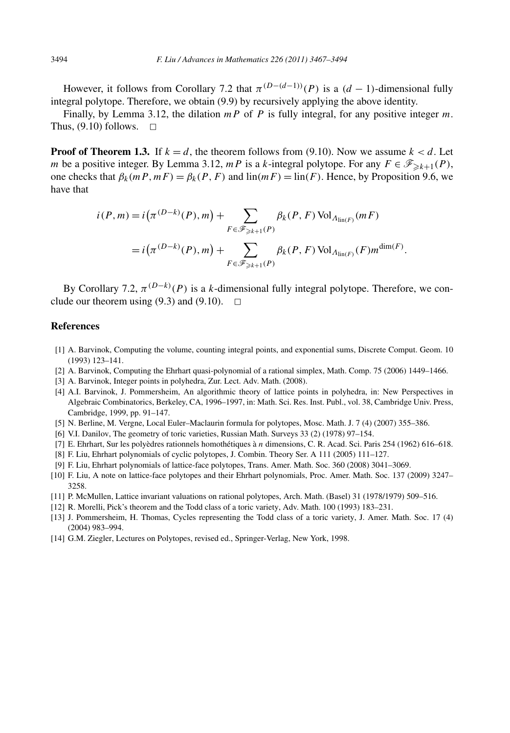However, it follows from Corollary 7.2 that $\pi^{(D-(d-1))}(P)$ is a $(d-1)$-dimensional fully integral polytope. Therefore, we obtain (9.9) by recursively applying the above identity.

Finally, by Lemma 3.12, the dilation $mP$ of $P$ is fully integral, for any positive integer $m$. Thus, (9.10) follows. $\square$

**Proof of Theorem 1.3.** If $k = d$, the theorem follows from (9.10). Now we assume $k < d$. Let $m$ be a positive integer. By Lemma 3.12, $mP$ is a $k$-integral polytope. For any $F \in \mathscr{F}_{\geqslant k+1}(P)$, one checks that $\beta_k(mP, mF) = \beta_k(P, F)$ and $\operatorname{lin}(mF) = \operatorname{lin}(F)$. Hence, by Proposition 9.6, we have that

$$
\begin{aligned}
i(P, m) &= i\big(\pi^{(D-k)}(P), m\big) + \sum_{F \in \mathscr{F}_{\geqslant k+1}(P)} \beta_k(P, F) \operatorname{Vol}_{\Lambda_{\operatorname{lin}(F)}}(mF) \\
&= i\big(\pi^{(D-k)}(P), m\big) + \sum_{F \in \mathscr{F}_{\geqslant k+1}(P)} \beta_k(P, F) \operatorname{Vol}_{\Lambda_{\operatorname{lin}(F)}}(F) m^{\dim(F)}.
\end{aligned}
$$

By Corollary 7.2, $\pi^{(D-k)}(P)$ is a $k$-dimensional fully integral polytope. Therefore, we conclude our theorem using (9.3) and (9.10). $\square$

## References

[1] A. Barvinok, Computing the volume, counting integral points, and exponential sums, Discrete Comput. Geom. 10 (1993) 123–141.

[2] A. Barvinok, Computing the Ehrhart quasi-polynomial of a rational simplex, Math. Comp. 75 (2006) 1449–1466.

[3] A. Barvinok, Integer points in polyhedra, Zur. Lect. Adv. Math. (2008).

[4] A.I. Barvinok, J. Pommersheim, An algorithmic theory of lattice points in polyhedra, in: New Perspectives in Algebraic Combinatorics, Berkeley, CA, 1996–1997, in: Math. Sci. Res. Inst. Publ., vol. 38, Cambridge Univ. Press, Cambridge, 1999, pp. 91–147.

[5] N. Berline, M. Vergne, Local Euler–Maclaurin formula for polytopes, Mosc. Math. J. 7 (4) (2007) 355–386.

[6] V.I. Danilov, The geometry of toric varieties, Russian Math. Surveys 33 (2) (1978) 97–154.

[7] E. Ehrhart, Sur les polyèdres rationnels homothétiques à $n$ dimensions, C. R. Acad. Sci. Paris 254 (1962) 616–618.

[8] F. Liu, Ehrhart polynomials of cyclic polytopes, J. Combin. Theory Ser. A 111 (2005) 111–127.

[9] F. Liu, Ehrhart polynomials of lattice-face polytopes, Trans. Amer. Math. Soc. 360 (2008) 3041–3069.

[10] F. Liu, A note on lattice-face polytopes and their Ehrhart polynomials, Proc. Amer. Math. Soc. 137 (2009) 3247–3258.

[11] P. McMullen, Lattice invariant valuations on rational polytopes, Arch. Math. (Basel) 31 (1978/1979) 509–516.

[12] R. Morelli, Pick's theorem and the Todd class of a toric variety, Adv. Math. 100 (1993) 183–231.

[13] J. Pommersheim, H. Thomas, Cycles representing the Todd class of a toric variety, J. Amer. Math. Soc. 17 (4) (2004) 983–994.

[14] G.M. Ziegler, Lectures on Polytopes, revised ed., Springer-Verlag, New York, 1998.